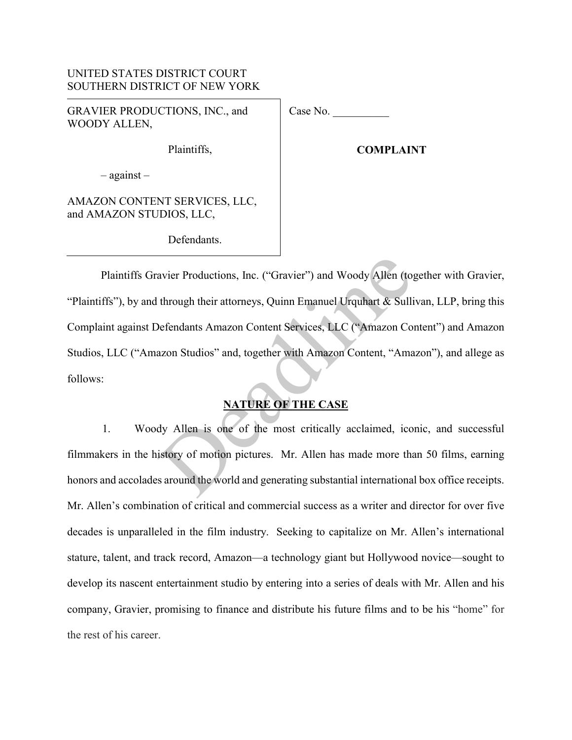UNITED STATES DISTRICT COURT
SOUTHERN DISTRICT OF NEW YORK

| | |
|---|---|
| GRAVIER PRODUCTIONS, INC., and WOODY ALLEN,<br><br>Plaintiffs,<br><br>– against –<br><br>AMAZON CONTENT SERVICES, LLC, and AMAZON STUDIOS, LLC,<br><br>Defendants. | Case No. __________<br><br>**COMPLAINT** |

Plaintiffs Gravier Productions, Inc. ("Gravier") and Woody Allen (together with Gravier, "Plaintiffs"), by and through their attorneys, Quinn Emanuel Urquhart & Sullivan, LLP, bring this Complaint against Defendants Amazon Content Services, LLC ("Amazon Content") and Amazon Studios, LLC ("Amazon Studios" and, together with Amazon Content, "Amazon"), and allege as follows:

## NATURE OF THE CASE

1. Woody Allen is one of the most critically acclaimed, iconic, and successful filmmakers in the history of motion pictures. Mr. Allen has made more than 50 films, earning honors and accolades around the world and generating substantial international box office receipts. Mr. Allen's combination of critical and commercial success as a writer and director for over five decades is unparalleled in the film industry. Seeking to capitalize on Mr. Allen's international stature, talent, and track record, Amazon—a technology giant but Hollywood novice—sought to develop its nascent entertainment studio by entering into a series of deals with Mr. Allen and his company, Gravier, promising to finance and distribute his future films and to be his "home" for the rest of his career.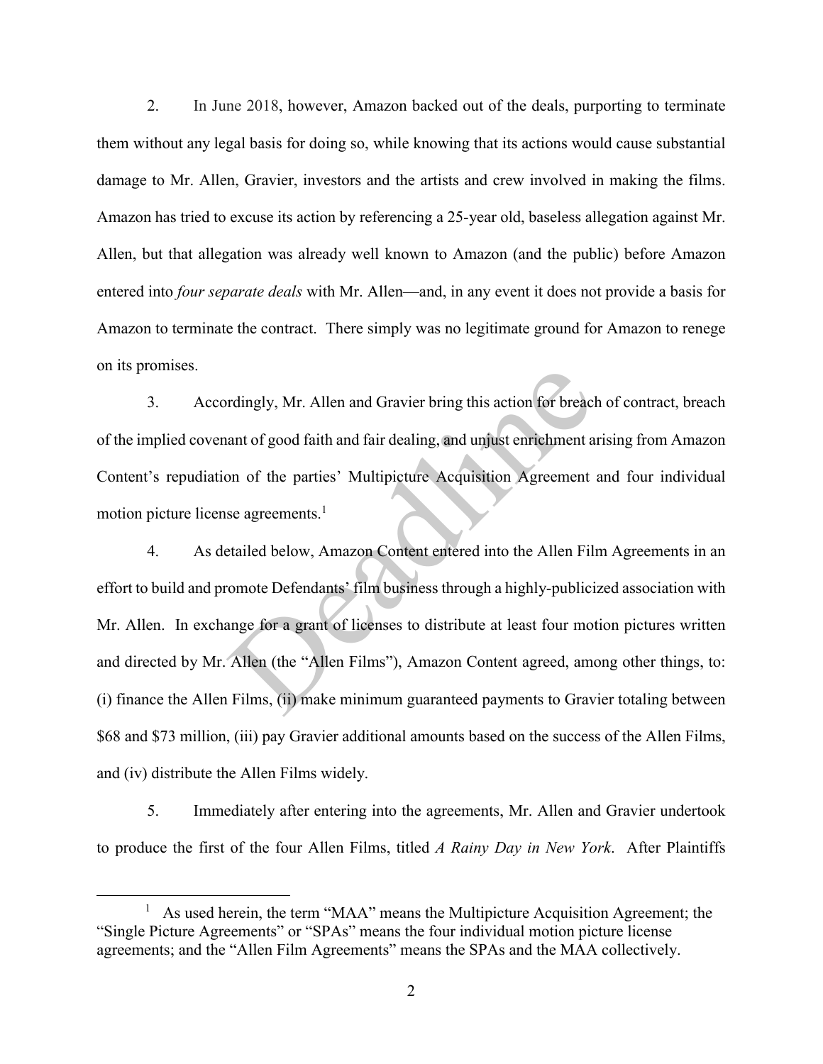2. In June 2018, however, Amazon backed out of the deals, purporting to terminate them without any legal basis for doing so, while knowing that its actions would cause substantial damage to Mr. Allen, Gravier, investors and the artists and crew involved in making the films. Amazon has tried to excuse its action by referencing a 25-year old, baseless allegation against Mr. Allen, but that allegation was already well known to Amazon (and the public) before Amazon entered into *four separate deals* with Mr. Allen—and, in any event it does not provide a basis for Amazon to terminate the contract. There simply was no legitimate ground for Amazon to renege on its promises.

3. Accordingly, Mr. Allen and Gravier bring this action for breach of contract, breach of the implied covenant of good faith and fair dealing, and unjust enrichment arising from Amazon Content's repudiation of the parties' Multipicture Acquisition Agreement and four individual motion picture license agreements.[1]

4. As detailed below, Amazon Content entered into the Allen Film Agreements in an effort to build and promote Defendants' film business through a highly-publicized association with Mr. Allen. In exchange for a grant of licenses to distribute at least four motion pictures written and directed by Mr. Allen (the "Allen Films"), Amazon Content agreed, among other things, to: (i) finance the Allen Films, (ii) make minimum guaranteed payments to Gravier totaling between $68 and $73 million, (iii) pay Gravier additional amounts based on the success of the Allen Films, and (iv) distribute the Allen Films widely.

5. Immediately after entering into the agreements, Mr. Allen and Gravier undertook to produce the first of the four Allen Films, titled *A Rainy Day in New York*. After Plaintiffs

[1] As used herein, the term "MAA" means the Multipicture Acquisition Agreement; the "Single Picture Agreements" or "SPAs" means the four individual motion picture license agreements; and the "Allen Film Agreements" means the SPAs and the MAA collectively.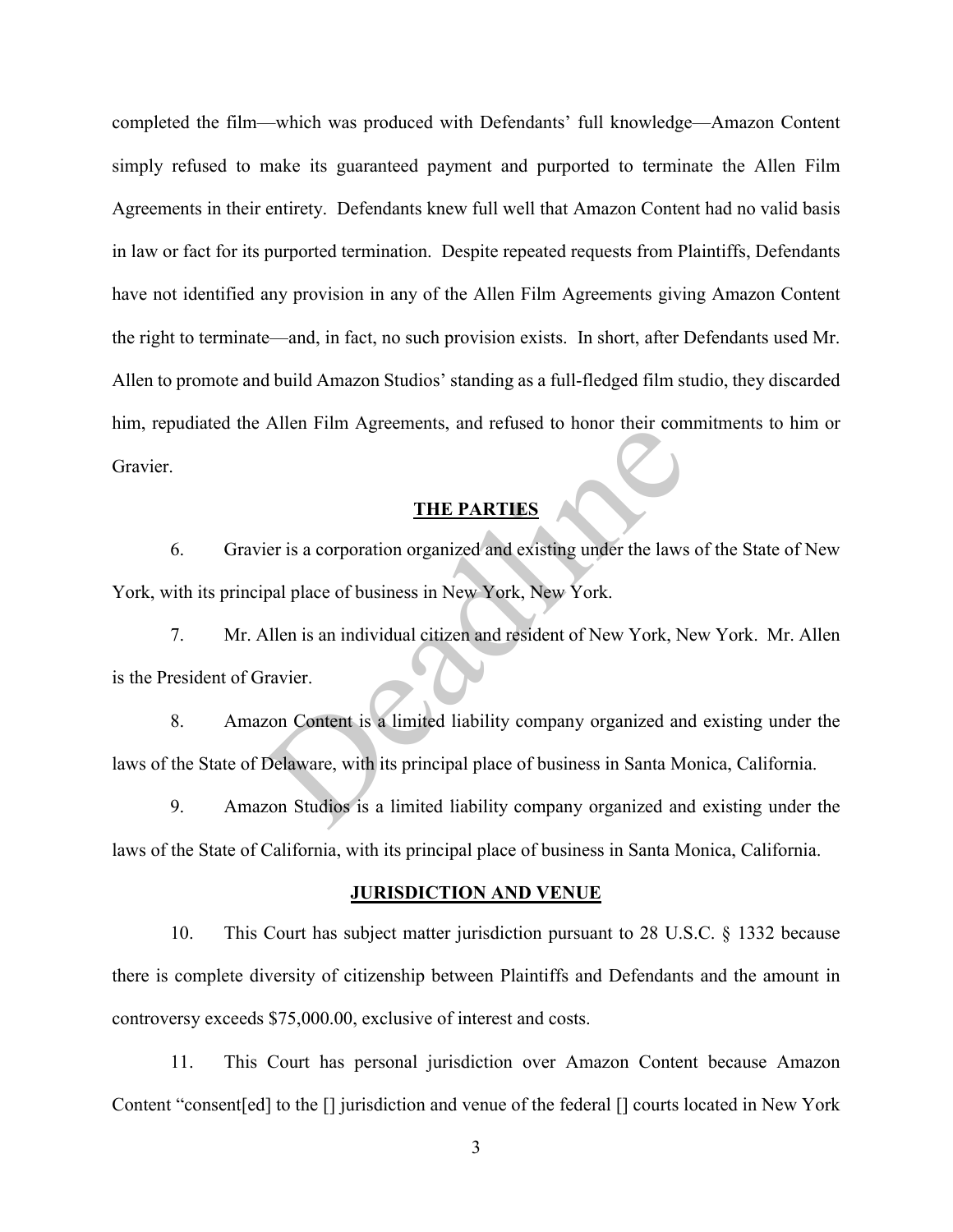completed the film—which was produced with Defendants' full knowledge—Amazon Content simply refused to make its guaranteed payment and purported to terminate the Allen Film Agreements in their entirety. Defendants knew full well that Amazon Content had no valid basis in law or fact for its purported termination. Despite repeated requests from Plaintiffs, Defendants have not identified any provision in any of the Allen Film Agreements giving Amazon Content the right to terminate—and, in fact, no such provision exists. In short, after Defendants used Mr. Allen to promote and build Amazon Studios' standing as a full-fledged film studio, they discarded him, repudiated the Allen Film Agreements, and refused to honor their commitments to him or Gravier.

## THE PARTIES

6. Gravier is a corporation organized and existing under the laws of the State of New York, with its principal place of business in New York, New York.

7. Mr. Allen is an individual citizen and resident of New York, New York. Mr. Allen is the President of Gravier.

8. Amazon Content is a limited liability company organized and existing under the laws of the State of Delaware, with its principal place of business in Santa Monica, California.

9. Amazon Studios is a limited liability company organized and existing under the laws of the State of California, with its principal place of business in Santa Monica, California.

## JURISDICTION AND VENUE

10. This Court has subject matter jurisdiction pursuant to 28 U.S.C. § 1332 because there is complete diversity of citizenship between Plaintiffs and Defendants and the amount in controversy exceeds $75,000.00, exclusive of interest and costs.

11. This Court has personal jurisdiction over Amazon Content because Amazon Content "consent[ed] to the [] jurisdiction and venue of the federal [] courts located in New York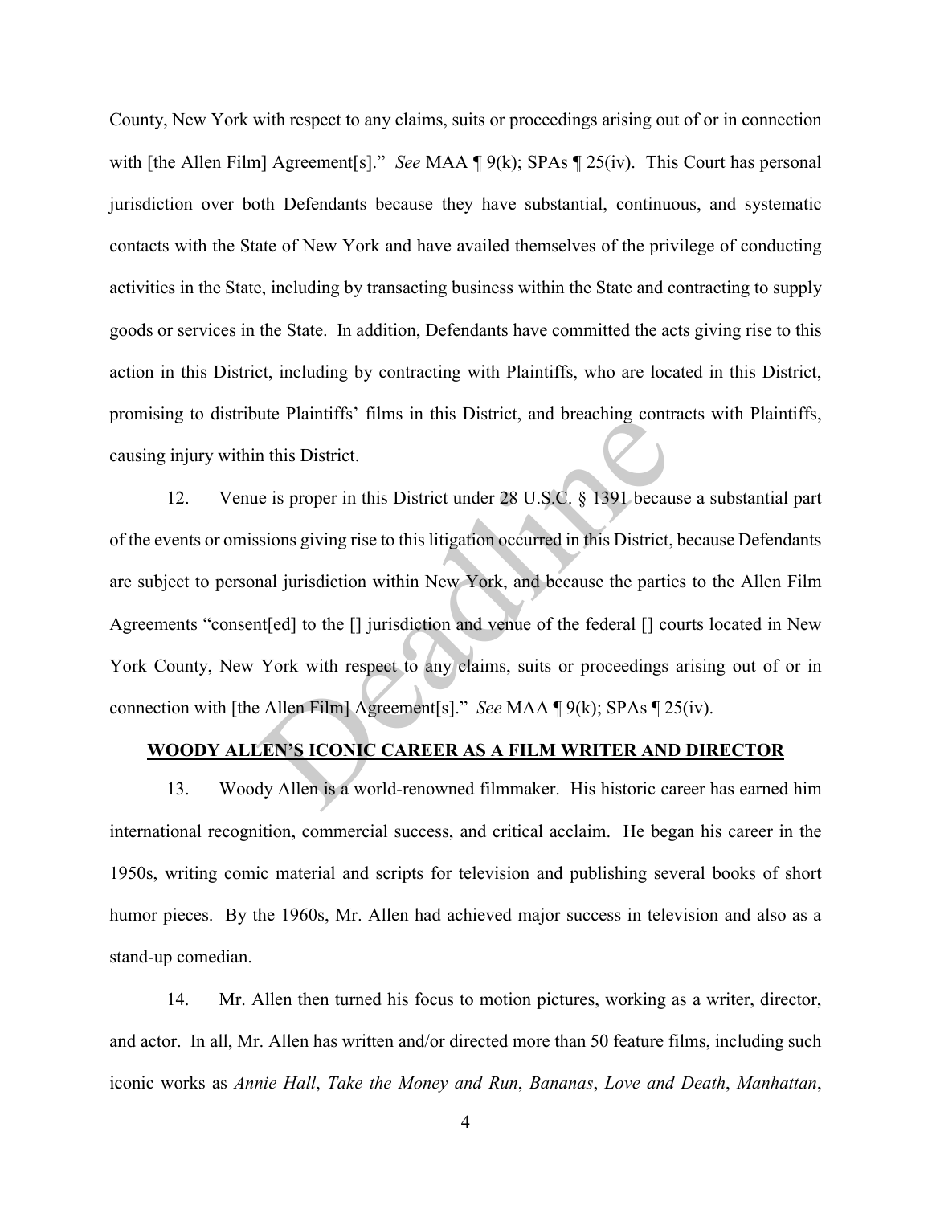County, New York with respect to any claims, suits or proceedings arising out of or in connection with [the Allen Film] Agreement[s]." *See* MAA ¶ 9(k); SPAs ¶ 25(iv). This Court has personal jurisdiction over both Defendants because they have substantial, continuous, and systematic contacts with the State of New York and have availed themselves of the privilege of conducting activities in the State, including by transacting business within the State and contracting to supply goods or services in the State. In addition, Defendants have committed the acts giving rise to this action in this District, including by contracting with Plaintiffs, who are located in this District, promising to distribute Plaintiffs' films in this District, and breaching contracts with Plaintiffs, causing injury within this District.

12. Venue is proper in this District under 28 U.S.C. § 1391 because a substantial part of the events or omissions giving rise to this litigation occurred in this District, because Defendants are subject to personal jurisdiction within New York, and because the parties to the Allen Film Agreements "consent[ed] to the [] jurisdiction and venue of the federal [] courts located in New York County, New York with respect to any claims, suits or proceedings arising out of or in connection with [the Allen Film] Agreement[s]." *See* MAA ¶ 9(k); SPAs ¶ 25(iv).

## WOODY ALLEN'S ICONIC CAREER AS A FILM WRITER AND DIRECTOR

13. Woody Allen is a world-renowned filmmaker. His historic career has earned him international recognition, commercial success, and critical acclaim. He began his career in the 1950s, writing comic material and scripts for television and publishing several books of short humor pieces. By the 1960s, Mr. Allen had achieved major success in television and also as a stand-up comedian.

14. Mr. Allen then turned his focus to motion pictures, working as a writer, director, and actor. In all, Mr. Allen has written and/or directed more than 50 feature films, including such iconic works as *Annie Hall*, *Take the Money and Run*, *Bananas*, *Love and Death*, *Manhattan*,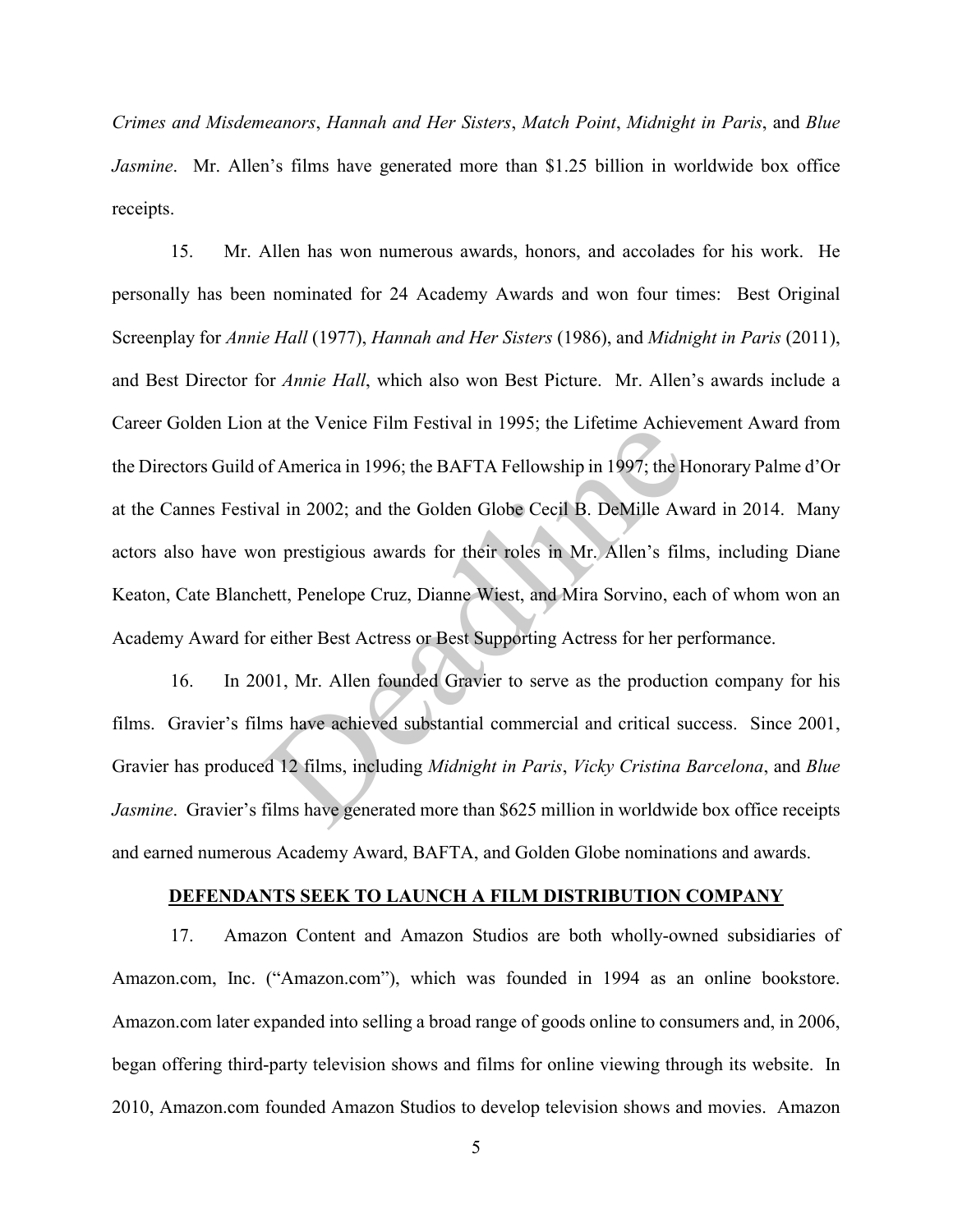*Crimes and Misdemeanors*, *Hannah and Her Sisters*, *Match Point*, *Midnight in Paris*, and *Blue Jasmine*. Mr. Allen's films have generated more than $1.25 billion in worldwide box office receipts.

15. Mr. Allen has won numerous awards, honors, and accolades for his work. He personally has been nominated for 24 Academy Awards and won four times: Best Original Screenplay for *Annie Hall* (1977), *Hannah and Her Sisters* (1986), and *Midnight in Paris* (2011), and Best Director for *Annie Hall*, which also won Best Picture. Mr. Allen's awards include a Career Golden Lion at the Venice Film Festival in 1995; the Lifetime Achievement Award from the Directors Guild of America in 1996; the BAFTA Fellowship in 1997; the Honorary Palme d'Or at the Cannes Festival in 2002; and the Golden Globe Cecil B. DeMille Award in 2014. Many actors also have won prestigious awards for their roles in Mr. Allen's films, including Diane Keaton, Cate Blanchett, Penelope Cruz, Dianne Wiest, and Mira Sorvino, each of whom won an Academy Award for either Best Actress or Best Supporting Actress for her performance.

16. In 2001, Mr. Allen founded Gravier to serve as the production company for his films. Gravier's films have achieved substantial commercial and critical success. Since 2001, Gravier has produced 12 films, including *Midnight in Paris*, *Vicky Cristina Barcelona*, and *Blue Jasmine*. Gravier's films have generated more than $625 million in worldwide box office receipts and earned numerous Academy Award, BAFTA, and Golden Globe nominations and awards.

**DEFENDANTS SEEK TO LAUNCH A FILM DISTRIBUTION COMPANY**

17. Amazon Content and Amazon Studios are both wholly-owned subsidiaries of Amazon.com, Inc. ("Amazon.com"), which was founded in 1994 as an online bookstore. Amazon.com later expanded into selling a broad range of goods online to consumers and, in 2006, began offering third-party television shows and films for online viewing through its website. In 2010, Amazon.com founded Amazon Studios to develop television shows and movies. Amazon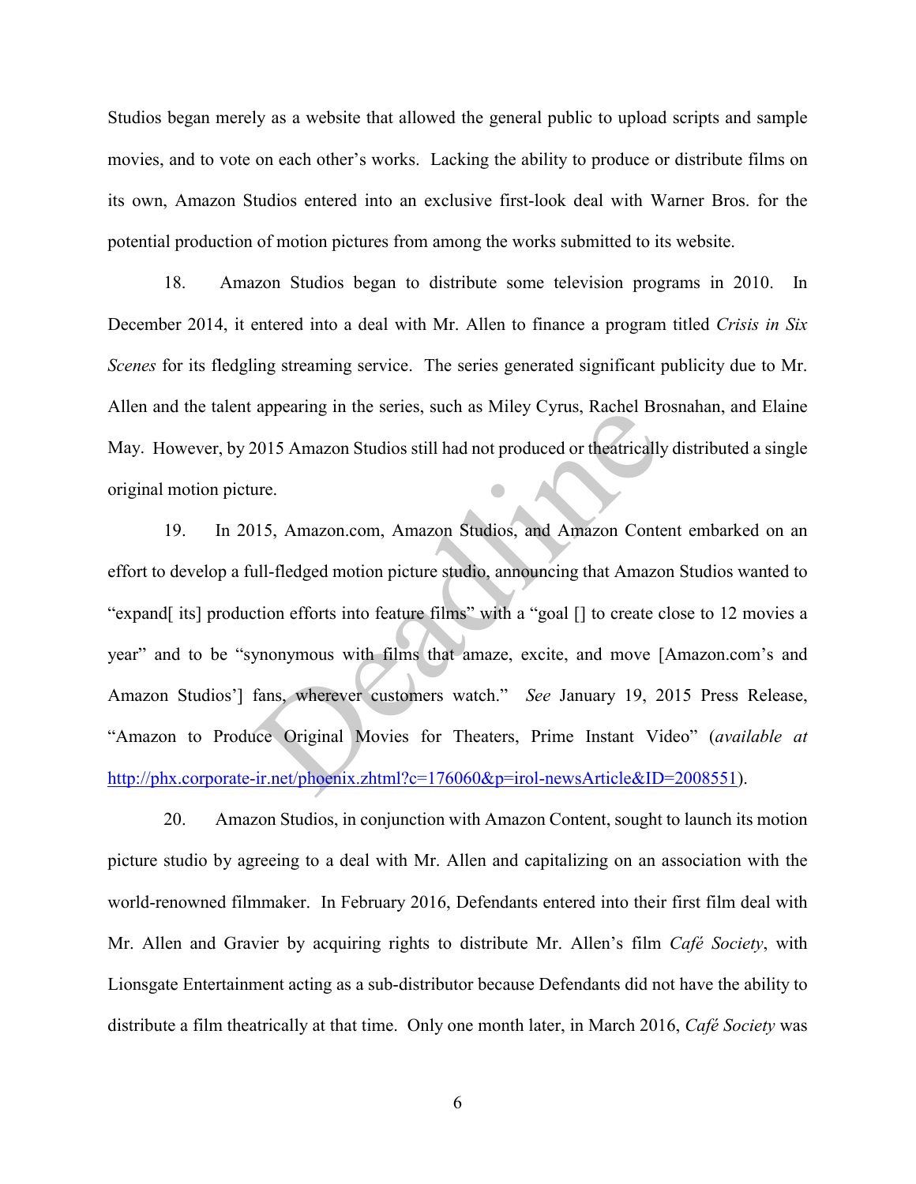Studios began merely as a website that allowed the general public to upload scripts and sample movies, and to vote on each other's works. Lacking the ability to produce or distribute films on its own, Amazon Studios entered into an exclusive first-look deal with Warner Bros. for the potential production of motion pictures from among the works submitted to its website.

18. Amazon Studios began to distribute some television programs in 2010. In December 2014, it entered into a deal with Mr. Allen to finance a program titled *Crisis in Six Scenes* for its fledgling streaming service. The series generated significant publicity due to Mr. Allen and the talent appearing in the series, such as Miley Cyrus, Rachel Brosnahan, and Elaine May. However, by 2015 Amazon Studios still had not produced or theatrically distributed a single original motion picture.

19. In 2015, Amazon.com, Amazon Studios, and Amazon Content embarked on an effort to develop a full-fledged motion picture studio, announcing that Amazon Studios wanted to "expand[ its] production efforts into feature films" with a "goal [] to create close to 12 movies a year" and to be "synonymous with films that amaze, excite, and move [Amazon.com's and Amazon Studios'] fans, wherever customers watch." *See* January 19, 2015 Press Release, "Amazon to Produce Original Movies for Theaters, Prime Instant Video" (*available at* http://phx.corporate-ir.net/phoenix.zhtml?c=176060&p=irol-newsArticle&ID=2008551).

20. Amazon Studios, in conjunction with Amazon Content, sought to launch its motion picture studio by agreeing to a deal with Mr. Allen and capitalizing on an association with the world-renowned filmmaker. In February 2016, Defendants entered into their first film deal with Mr. Allen and Gravier by acquiring rights to distribute Mr. Allen's film *Café Society*, with Lionsgate Entertainment acting as a sub-distributor because Defendants did not have the ability to distribute a film theatrically at that time. Only one month later, in March 2016, *Café Society* was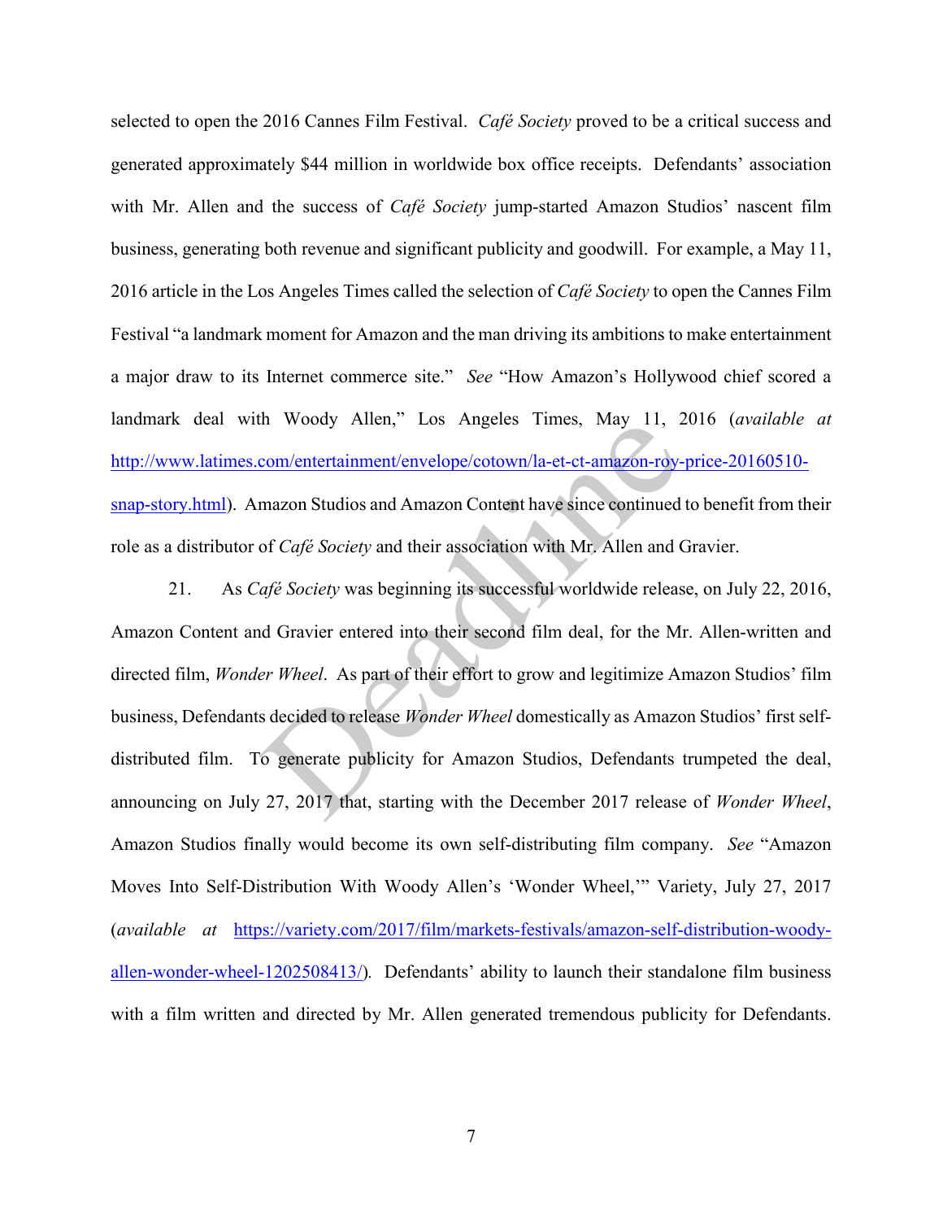selected to open the 2016 Cannes Film Festival. *Café Society* proved to be a critical success and generated approximately $44 million in worldwide box office receipts. Defendants' association with Mr. Allen and the success of *Café Society* jump-started Amazon Studios' nascent film business, generating both revenue and significant publicity and goodwill. For example, a May 11, 2016 article in the Los Angeles Times called the selection of *Café Society* to open the Cannes Film Festival "a landmark moment for Amazon and the man driving its ambitions to make entertainment a major draw to its Internet commerce site." *See* "How Amazon's Hollywood chief scored a landmark deal with Woody Allen," Los Angeles Times, May 11, 2016 (*available at* http://www.latimes.com/entertainment/envelope/cotown/la-et-ct-amazon-roy-price-20160510-snap-story.html). Amazon Studios and Amazon Content have since continued to benefit from their role as a distributor of *Café Society* and their association with Mr. Allen and Gravier.

21. As *Café Society* was beginning its successful worldwide release, on July 22, 2016, Amazon Content and Gravier entered into their second film deal, for the Mr. Allen-written and directed film, *Wonder Wheel*. As part of their effort to grow and legitimize Amazon Studios' film business, Defendants decided to release *Wonder Wheel* domestically as Amazon Studios' first self-distributed film. To generate publicity for Amazon Studios, Defendants trumpeted the deal, announcing on July 27, 2017 that, starting with the December 2017 release of *Wonder Wheel*, Amazon Studios finally would become its own self-distributing film company. *See* "Amazon Moves Into Self-Distribution With Woody Allen's 'Wonder Wheel,'" Variety, July 27, 2017 (*available at* https://variety.com/2017/film/markets-festivals/amazon-self-distribution-woody-allen-wonder-wheel-1202508413/). Defendants' ability to launch their standalone film business with a film written and directed by Mr. Allen generated tremendous publicity for Defendants.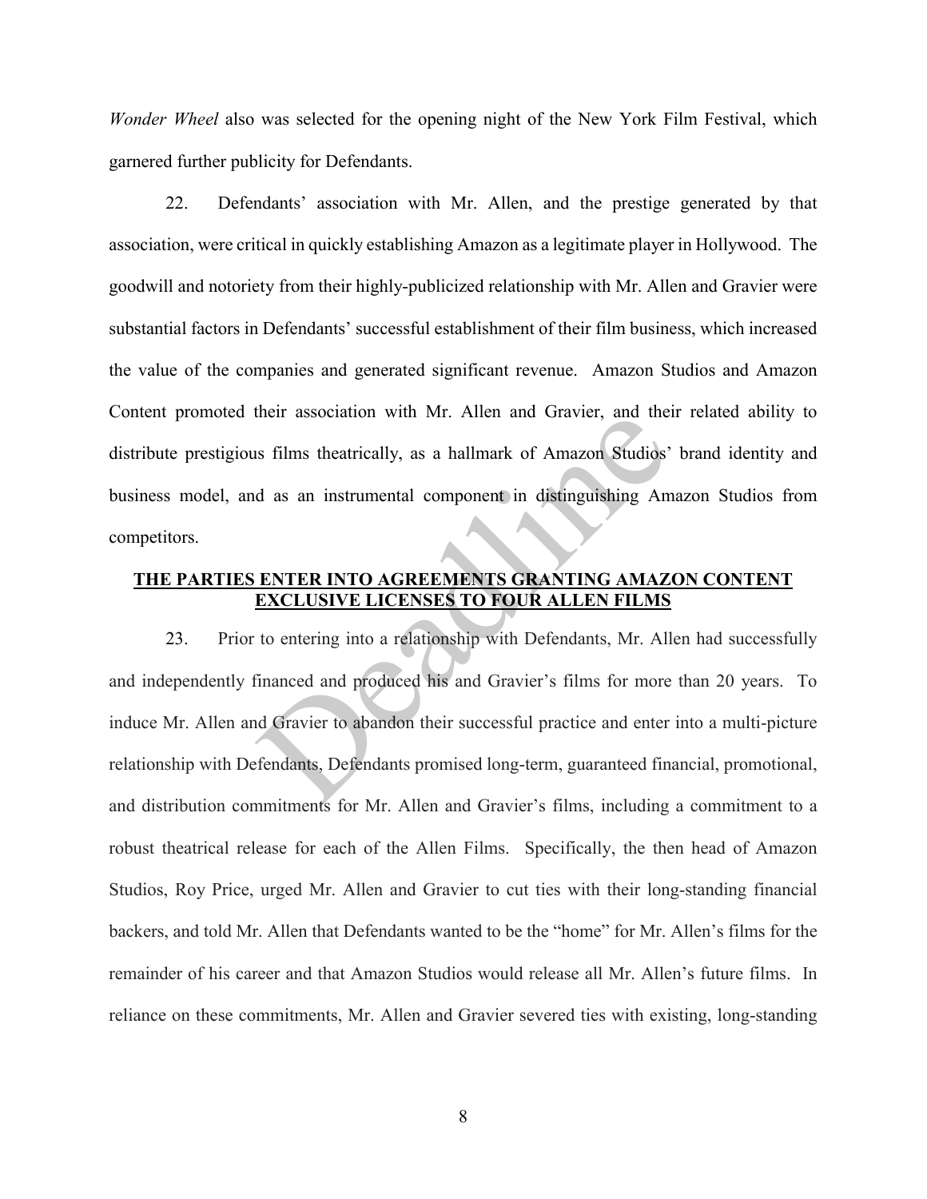*Wonder Wheel* also was selected for the opening night of the New York Film Festival, which garnered further publicity for Defendants.

22. Defendants' association with Mr. Allen, and the prestige generated by that association, were critical in quickly establishing Amazon as a legitimate player in Hollywood. The goodwill and notoriety from their highly-publicized relationship with Mr. Allen and Gravier were substantial factors in Defendants' successful establishment of their film business, which increased the value of the companies and generated significant revenue. Amazon Studios and Amazon Content promoted their association with Mr. Allen and Gravier, and their related ability to distribute prestigious films theatrically, as a hallmark of Amazon Studios' brand identity and business model, and as an instrumental component in distinguishing Amazon Studios from competitors.

**<u>THE PARTIES ENTER INTO AGREEMENTS GRANTING AMAZON CONTENT EXCLUSIVE LICENSES TO FOUR ALLEN FILMS</u>**

23. Prior to entering into a relationship with Defendants, Mr. Allen had successfully and independently financed and produced his and Gravier's films for more than 20 years. To induce Mr. Allen and Gravier to abandon their successful practice and enter into a multi-picture relationship with Defendants, Defendants promised long-term, guaranteed financial, promotional, and distribution commitments for Mr. Allen and Gravier's films, including a commitment to a robust theatrical release for each of the Allen Films. Specifically, the then head of Amazon Studios, Roy Price, urged Mr. Allen and Gravier to cut ties with their long-standing financial backers, and told Mr. Allen that Defendants wanted to be the "home" for Mr. Allen's films for the remainder of his career and that Amazon Studios would release all Mr. Allen's future films. In reliance on these commitments, Mr. Allen and Gravier severed ties with existing, long-standing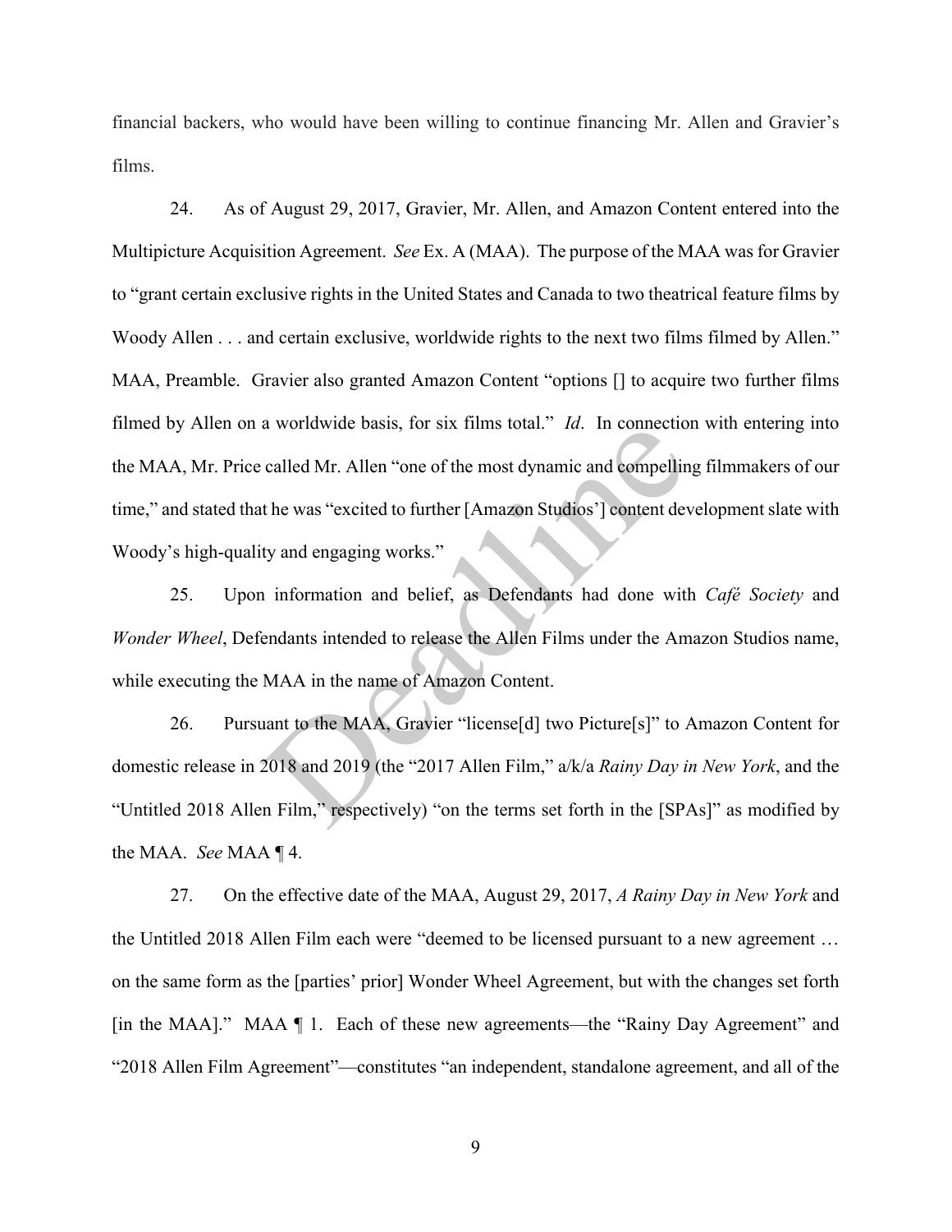financial backers, who would have been willing to continue financing Mr. Allen and Gravier's films.

24. As of August 29, 2017, Gravier, Mr. Allen, and Amazon Content entered into the Multipicture Acquisition Agreement. *See* Ex. A (MAA). The purpose of the MAA was for Gravier to "grant certain exclusive rights in the United States and Canada to two theatrical feature films by Woody Allen . . . and certain exclusive, worldwide rights to the next two films filmed by Allen." MAA, Preamble. Gravier also granted Amazon Content "options [] to acquire two further films filmed by Allen on a worldwide basis, for six films total." *Id*. In connection with entering into the MAA, Mr. Price called Mr. Allen "one of the most dynamic and compelling filmmakers of our time," and stated that he was "excited to further [Amazon Studios'] content development slate with Woody's high-quality and engaging works."

25. Upon information and belief, as Defendants had done with *Café Society* and *Wonder Wheel*, Defendants intended to release the Allen Films under the Amazon Studios name, while executing the MAA in the name of Amazon Content.

26. Pursuant to the MAA, Gravier "license[d] two Picture[s]" to Amazon Content for domestic release in 2018 and 2019 (the "2017 Allen Film," a/k/a *Rainy Day in New York*, and the "Untitled 2018 Allen Film," respectively) "on the terms set forth in the [SPAs]" as modified by the MAA. *See* MAA ¶ 4.

27. On the effective date of the MAA, August 29, 2017, *A Rainy Day in New York* and the Untitled 2018 Allen Film each were "deemed to be licensed pursuant to a new agreement … on the same form as the [parties' prior] Wonder Wheel Agreement, but with the changes set forth [in the MAA]." MAA ¶ 1. Each of these new agreements—the "Rainy Day Agreement" and "2018 Allen Film Agreement"—constitutes "an independent, standalone agreement, and all of the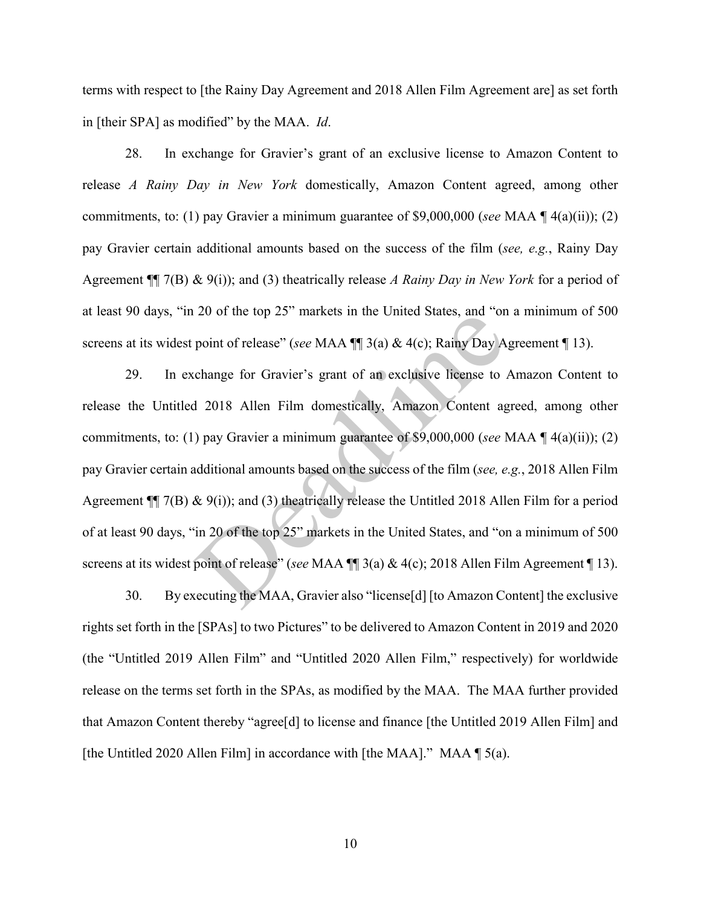terms with respect to [the Rainy Day Agreement and 2018 Allen Film Agreement are] as set forth in [their SPA] as modified" by the MAA. *Id*.

28. In exchange for Gravier's grant of an exclusive license to Amazon Content to release *A Rainy Day in New York* domestically, Amazon Content agreed, among other commitments, to: (1) pay Gravier a minimum guarantee of $9,000,000 (*see* MAA ¶ 4(a)(ii)); (2) pay Gravier certain additional amounts based on the success of the film (*see, e.g.*, Rainy Day Agreement ¶¶ 7(B) & 9(i)); and (3) theatrically release *A Rainy Day in New York* for a period of at least 90 days, "in 20 of the top 25" markets in the United States, and "on a minimum of 500 screens at its widest point of release" (*see* MAA ¶¶ 3(a) & 4(c); Rainy Day Agreement ¶ 13).

29. In exchange for Gravier's grant of an exclusive license to Amazon Content to release the Untitled 2018 Allen Film domestically, Amazon Content agreed, among other commitments, to: (1) pay Gravier a minimum guarantee of $9,000,000 (*see* MAA ¶ 4(a)(ii)); (2) pay Gravier certain additional amounts based on the success of the film (*see, e.g.*, 2018 Allen Film Agreement ¶¶ 7(B) & 9(i)); and (3) theatrically release the Untitled 2018 Allen Film for a period of at least 90 days, "in 20 of the top 25" markets in the United States, and "on a minimum of 500 screens at its widest point of release" (*see* MAA ¶¶ 3(a) & 4(c); 2018 Allen Film Agreement ¶ 13).

30. By executing the MAA, Gravier also "license[d] [to Amazon Content] the exclusive rights set forth in the [SPAs] to two Pictures" to be delivered to Amazon Content in 2019 and 2020 (the "Untitled 2019 Allen Film" and "Untitled 2020 Allen Film," respectively) for worldwide release on the terms set forth in the SPAs, as modified by the MAA. The MAA further provided that Amazon Content thereby "agree[d] to license and finance [the Untitled 2019 Allen Film] and [the Untitled 2020 Allen Film] in accordance with [the MAA]." MAA ¶ 5(a).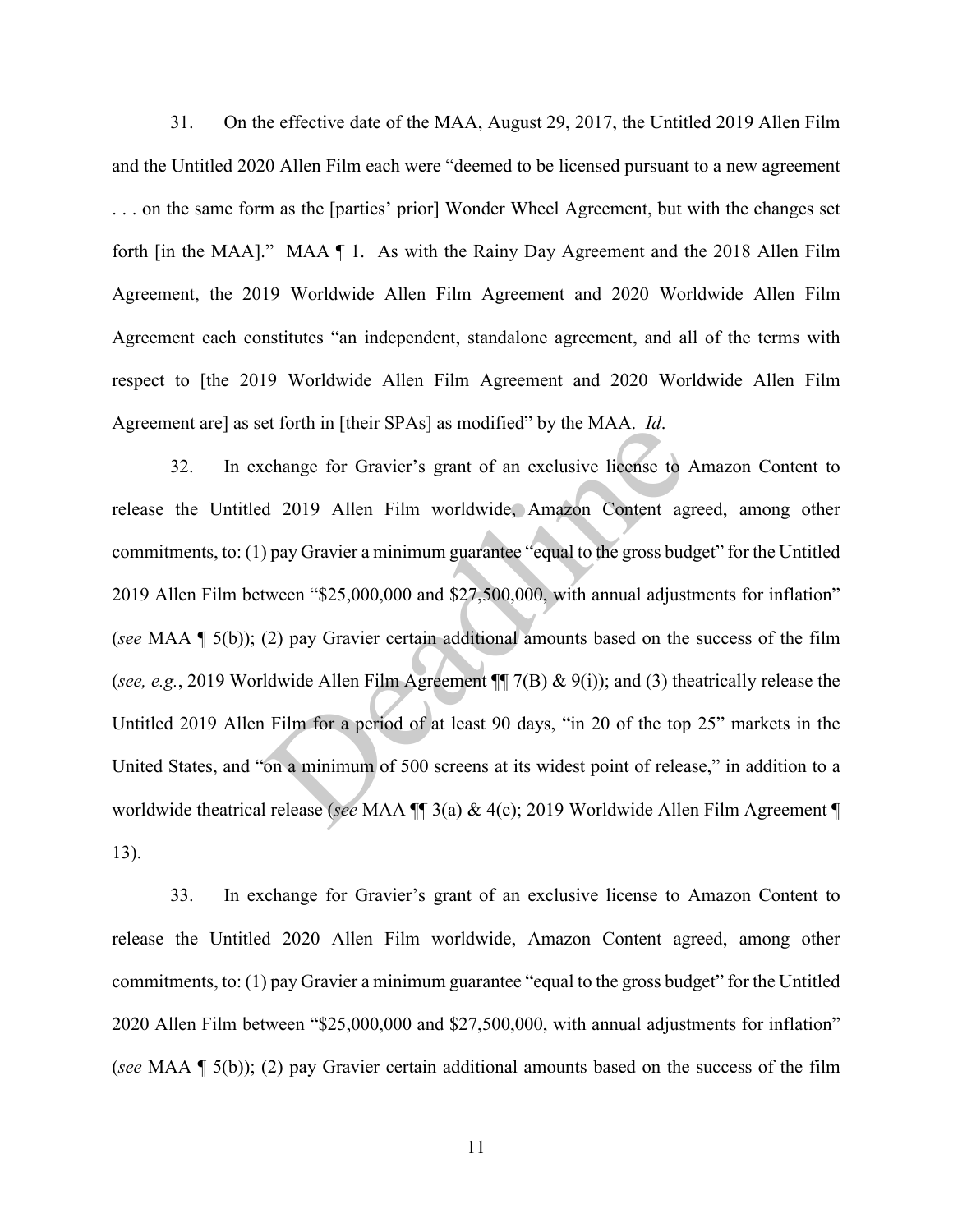31. On the effective date of the MAA, August 29, 2017, the Untitled 2019 Allen Film and the Untitled 2020 Allen Film each were "deemed to be licensed pursuant to a new agreement . . . on the same form as the [parties' prior] Wonder Wheel Agreement, but with the changes set forth [in the MAA]." MAA ¶ 1. As with the Rainy Day Agreement and the 2018 Allen Film Agreement, the 2019 Worldwide Allen Film Agreement and 2020 Worldwide Allen Film Agreement each constitutes "an independent, standalone agreement, and all of the terms with respect to [the 2019 Worldwide Allen Film Agreement and 2020 Worldwide Allen Film Agreement are] as set forth in [their SPAs] as modified" by the MAA. *Id*.

32. In exchange for Gravier's grant of an exclusive license to Amazon Content to release the Untitled 2019 Allen Film worldwide, Amazon Content agreed, among other commitments, to: (1) pay Gravier a minimum guarantee "equal to the gross budget" for the Untitled 2019 Allen Film between "$25,000,000 and $27,500,000, with annual adjustments for inflation" (*see* MAA ¶ 5(b)); (2) pay Gravier certain additional amounts based on the success of the film (*see, e.g.*, 2019 Worldwide Allen Film Agreement ¶¶ 7(B) & 9(i)); and (3) theatrically release the Untitled 2019 Allen Film for a period of at least 90 days, "in 20 of the top 25" markets in the United States, and "on a minimum of 500 screens at its widest point of release," in addition to a worldwide theatrical release (*see* MAA ¶¶ 3(a) & 4(c); 2019 Worldwide Allen Film Agreement ¶ 13).

33. In exchange for Gravier's grant of an exclusive license to Amazon Content to release the Untitled 2020 Allen Film worldwide, Amazon Content agreed, among other commitments, to: (1) pay Gravier a minimum guarantee "equal to the gross budget" for the Untitled 2020 Allen Film between "$25,000,000 and $27,500,000, with annual adjustments for inflation" (*see* MAA ¶ 5(b)); (2) pay Gravier certain additional amounts based on the success of the film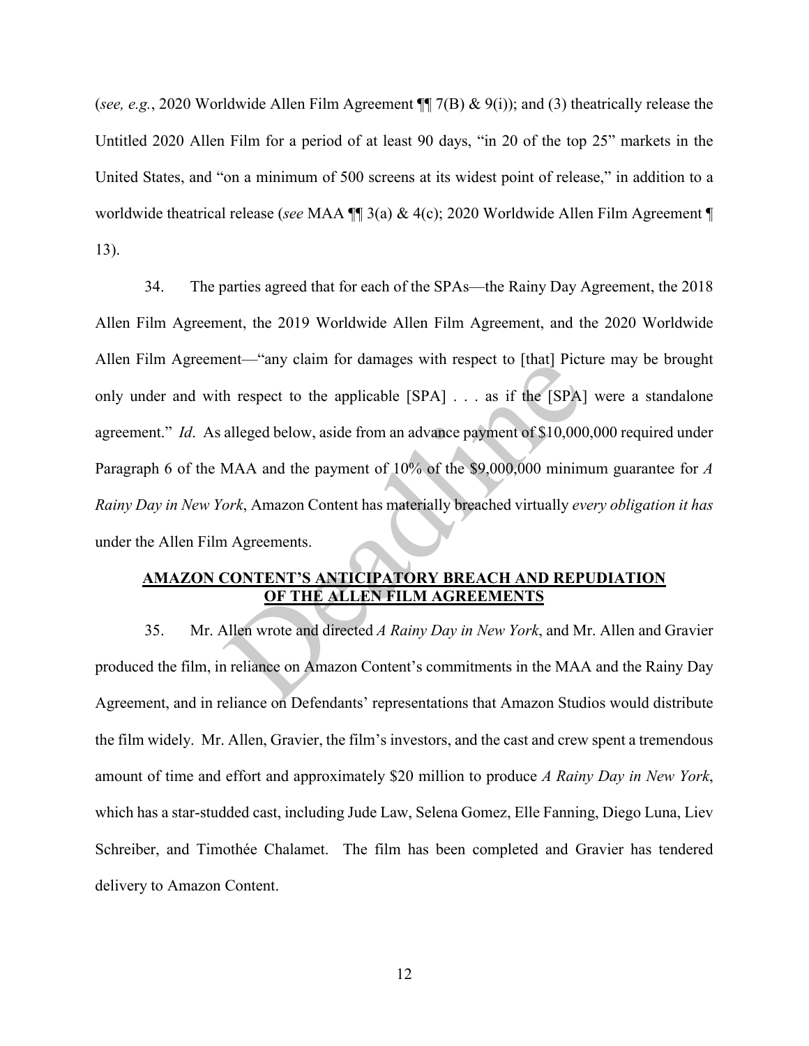(*see, e.g.*, 2020 Worldwide Allen Film Agreement ¶¶ 7(B) & 9(i)); and (3) theatrically release the Untitled 2020 Allen Film for a period of at least 90 days, "in 20 of the top 25" markets in the United States, and "on a minimum of 500 screens at its widest point of release," in addition to a worldwide theatrical release (*see* MAA ¶¶ 3(a) & 4(c); 2020 Worldwide Allen Film Agreement ¶ 13).

34. The parties agreed that for each of the SPAs—the Rainy Day Agreement, the 2018 Allen Film Agreement, the 2019 Worldwide Allen Film Agreement, and the 2020 Worldwide Allen Film Agreement—"any claim for damages with respect to [that] Picture may be brought only under and with respect to the applicable [SPA] . . . as if the [SPA] were a standalone agreement." *Id*. As alleged below, aside from an advance payment of $10,000,000 required under Paragraph 6 of the MAA and the payment of 10% of the $9,000,000 minimum guarantee for *A Rainy Day in New York*, Amazon Content has materially breached virtually *every obligation it has* under the Allen Film Agreements.

**<u>AMAZON CONTENT'S ANTICIPATORY BREACH AND REPUDIATION OF THE ALLEN FILM AGREEMENTS</u>**

35. Mr. Allen wrote and directed *A Rainy Day in New York*, and Mr. Allen and Gravier produced the film, in reliance on Amazon Content's commitments in the MAA and the Rainy Day Agreement, and in reliance on Defendants' representations that Amazon Studios would distribute the film widely. Mr. Allen, Gravier, the film's investors, and the cast and crew spent a tremendous amount of time and effort and approximately $20 million to produce *A Rainy Day in New York*, which has a star-studded cast, including Jude Law, Selena Gomez, Elle Fanning, Diego Luna, Liev Schreiber, and Timothée Chalamet. The film has been completed and Gravier has tendered delivery to Amazon Content.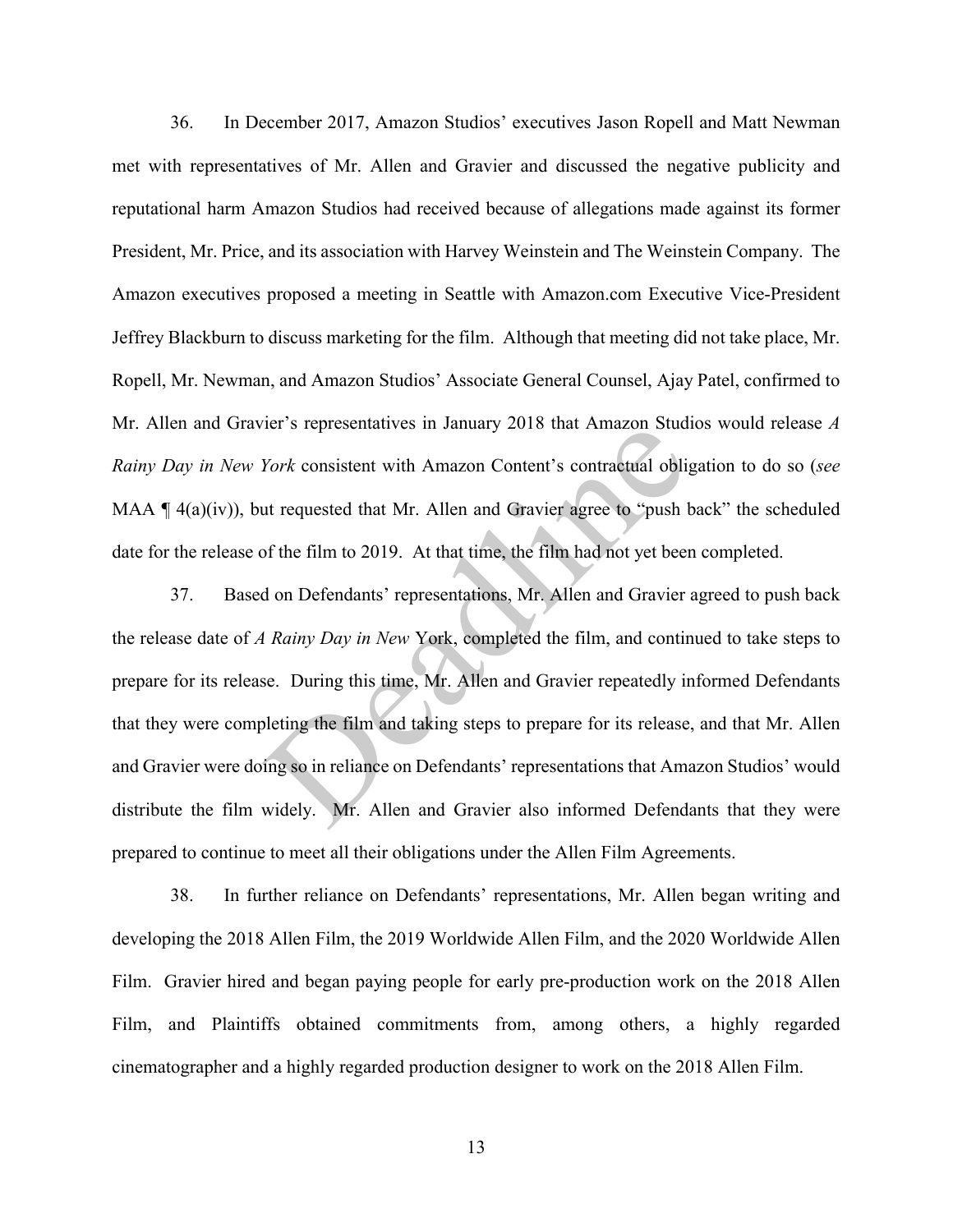36. In December 2017, Amazon Studios' executives Jason Ropell and Matt Newman met with representatives of Mr. Allen and Gravier and discussed the negative publicity and reputational harm Amazon Studios had received because of allegations made against its former President, Mr. Price, and its association with Harvey Weinstein and The Weinstein Company. The Amazon executives proposed a meeting in Seattle with Amazon.com Executive Vice-President Jeffrey Blackburn to discuss marketing for the film. Although that meeting did not take place, Mr. Ropell, Mr. Newman, and Amazon Studios' Associate General Counsel, Ajay Patel, confirmed to Mr. Allen and Gravier's representatives in January 2018 that Amazon Studios would release *A Rainy Day in New York* consistent with Amazon Content's contractual obligation to do so (*see* MAA ¶ 4(a)(iv)), but requested that Mr. Allen and Gravier agree to "push back" the scheduled date for the release of the film to 2019. At that time, the film had not yet been completed.

37. Based on Defendants' representations, Mr. Allen and Gravier agreed to push back the release date of *A Rainy Day in New* York, completed the film, and continued to take steps to prepare for its release. During this time, Mr. Allen and Gravier repeatedly informed Defendants that they were completing the film and taking steps to prepare for its release, and that Mr. Allen and Gravier were doing so in reliance on Defendants' representations that Amazon Studios' would distribute the film widely. Mr. Allen and Gravier also informed Defendants that they were prepared to continue to meet all their obligations under the Allen Film Agreements.

38. In further reliance on Defendants' representations, Mr. Allen began writing and developing the 2018 Allen Film, the 2019 Worldwide Allen Film, and the 2020 Worldwide Allen Film. Gravier hired and began paying people for early pre-production work on the 2018 Allen Film, and Plaintiffs obtained commitments from, among others, a highly regarded cinematographer and a highly regarded production designer to work on the 2018 Allen Film.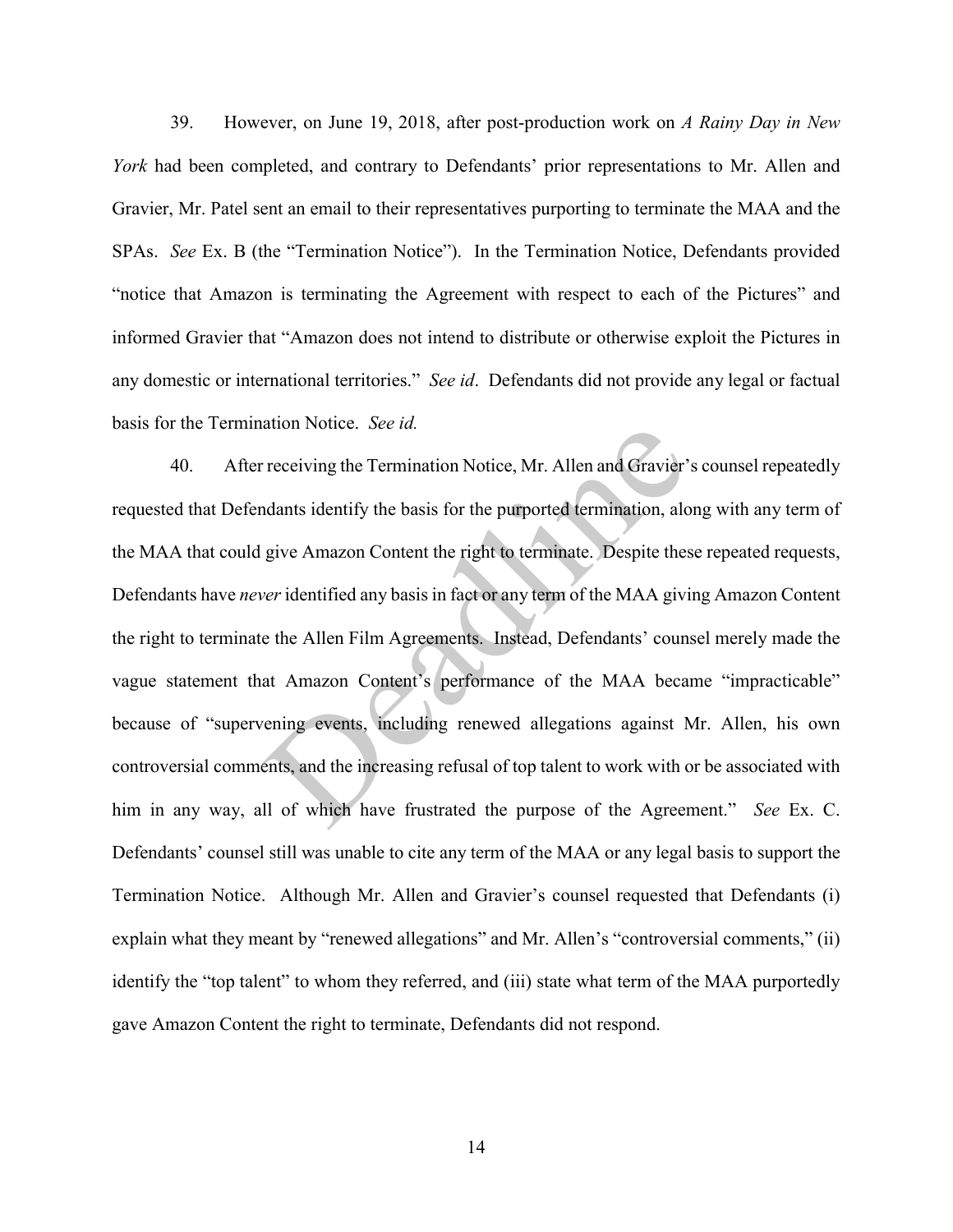39. However, on June 19, 2018, after post-production work on *A Rainy Day in New York* had been completed, and contrary to Defendants' prior representations to Mr. Allen and Gravier, Mr. Patel sent an email to their representatives purporting to terminate the MAA and the SPAs. *See* Ex. B (the "Termination Notice"). In the Termination Notice, Defendants provided "notice that Amazon is terminating the Agreement with respect to each of the Pictures" and informed Gravier that "Amazon does not intend to distribute or otherwise exploit the Pictures in any domestic or international territories." *See id*. Defendants did not provide any legal or factual basis for the Termination Notice. *See id.*

40. After receiving the Termination Notice, Mr. Allen and Gravier's counsel repeatedly requested that Defendants identify the basis for the purported termination, along with any term of the MAA that could give Amazon Content the right to terminate. Despite these repeated requests, Defendants have *never* identified any basis in fact or any term of the MAA giving Amazon Content the right to terminate the Allen Film Agreements. Instead, Defendants' counsel merely made the vague statement that Amazon Content's performance of the MAA became "impracticable" because of "supervening events, including renewed allegations against Mr. Allen, his own controversial comments, and the increasing refusal of top talent to work with or be associated with him in any way, all of which have frustrated the purpose of the Agreement." *See* Ex. C. Defendants' counsel still was unable to cite any term of the MAA or any legal basis to support the Termination Notice. Although Mr. Allen and Gravier's counsel requested that Defendants (i) explain what they meant by "renewed allegations" and Mr. Allen's "controversial comments," (ii) identify the "top talent" to whom they referred, and (iii) state what term of the MAA purportedly gave Amazon Content the right to terminate, Defendants did not respond.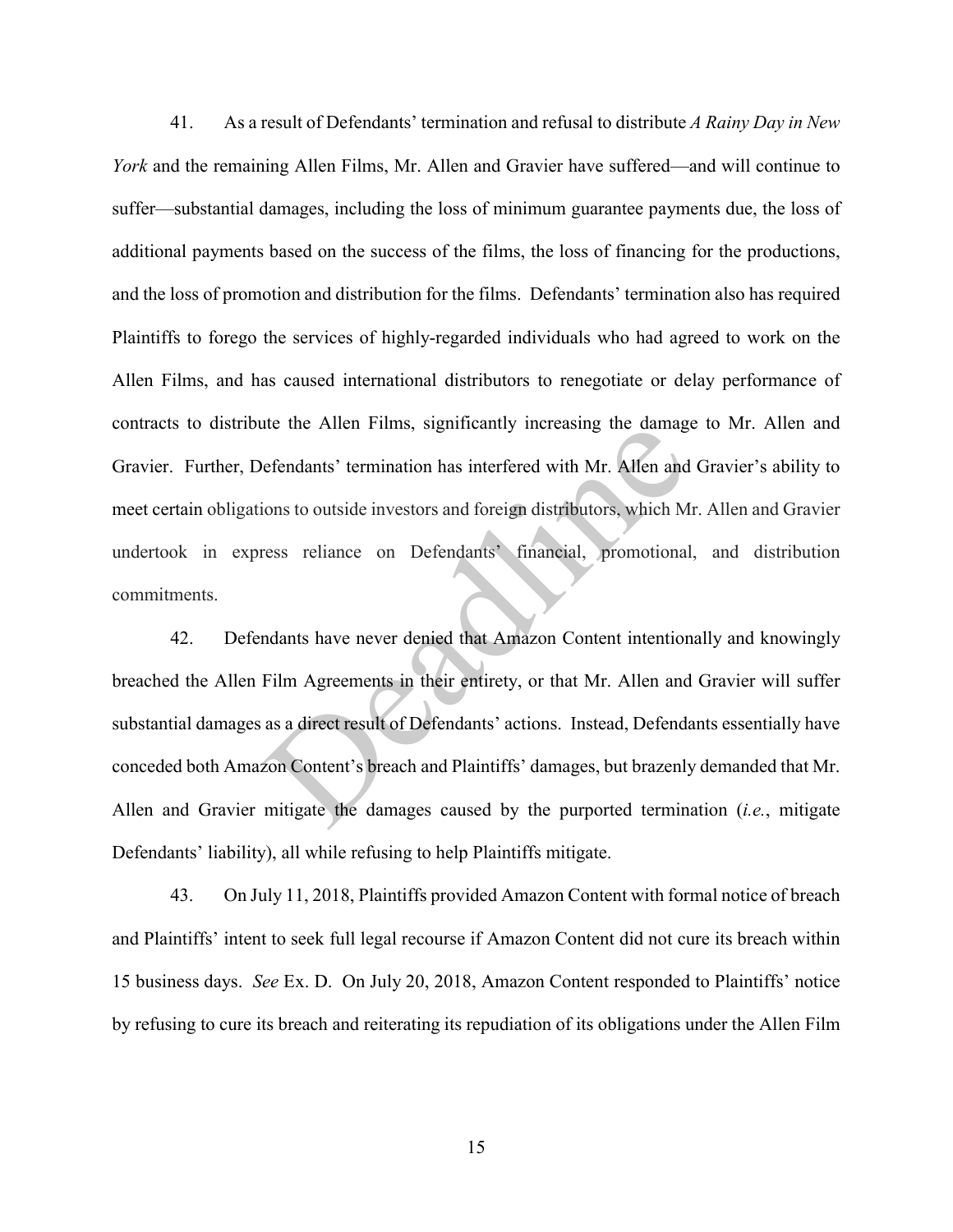41. As a result of Defendants' termination and refusal to distribute *A Rainy Day in New York* and the remaining Allen Films, Mr. Allen and Gravier have suffered—and will continue to suffer—substantial damages, including the loss of minimum guarantee payments due, the loss of additional payments based on the success of the films, the loss of financing for the productions, and the loss of promotion and distribution for the films. Defendants' termination also has required Plaintiffs to forego the services of highly-regarded individuals who had agreed to work on the Allen Films, and has caused international distributors to renegotiate or delay performance of contracts to distribute the Allen Films, significantly increasing the damage to Mr. Allen and Gravier. Further, Defendants' termination has interfered with Mr. Allen and Gravier's ability to meet certain obligations to outside investors and foreign distributors, which Mr. Allen and Gravier undertook in express reliance on Defendants' financial, promotional, and distribution commitments.

42. Defendants have never denied that Amazon Content intentionally and knowingly breached the Allen Film Agreements in their entirety, or that Mr. Allen and Gravier will suffer substantial damages as a direct result of Defendants' actions. Instead, Defendants essentially have conceded both Amazon Content's breach and Plaintiffs' damages, but brazenly demanded that Mr. Allen and Gravier mitigate the damages caused by the purported termination (*i.e.*, mitigate Defendants' liability), all while refusing to help Plaintiffs mitigate.

43. On July 11, 2018, Plaintiffs provided Amazon Content with formal notice of breach and Plaintiffs' intent to seek full legal recourse if Amazon Content did not cure its breach within 15 business days. *See* Ex. D. On July 20, 2018, Amazon Content responded to Plaintiffs' notice by refusing to cure its breach and reiterating its repudiation of its obligations under the Allen Film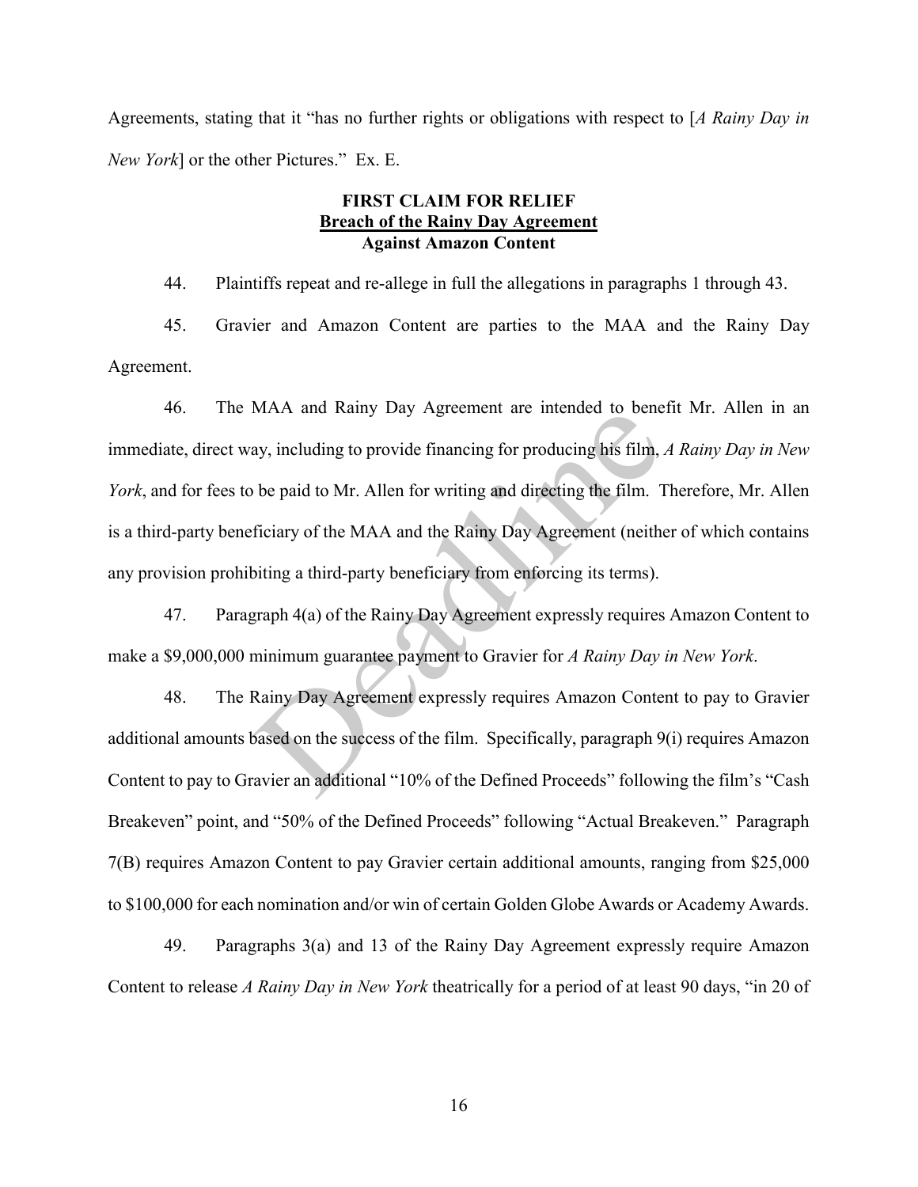Agreements, stating that it "has no further rights or obligations with respect to [*A Rainy Day in New York*] or the other Pictures." Ex. E.

**FIRST CLAIM FOR RELIEF**
**<u>Breach of the Rainy Day Agreement</u>**
**Against Amazon Content**

44. Plaintiffs repeat and re-allege in full the allegations in paragraphs 1 through 43.

45. Gravier and Amazon Content are parties to the MAA and the Rainy Day Agreement.

46. The MAA and Rainy Day Agreement are intended to benefit Mr. Allen in an immediate, direct way, including to provide financing for producing his film, *A Rainy Day in New York*, and for fees to be paid to Mr. Allen for writing and directing the film. Therefore, Mr. Allen is a third-party beneficiary of the MAA and the Rainy Day Agreement (neither of which contains any provision prohibiting a third-party beneficiary from enforcing its terms).

47. Paragraph 4(a) of the Rainy Day Agreement expressly requires Amazon Content to make a $9,000,000 minimum guarantee payment to Gravier for *A Rainy Day in New York*.

48. The Rainy Day Agreement expressly requires Amazon Content to pay to Gravier additional amounts based on the success of the film. Specifically, paragraph 9(i) requires Amazon Content to pay to Gravier an additional "10% of the Defined Proceeds" following the film's "Cash Breakeven" point, and "50% of the Defined Proceeds" following "Actual Breakeven." Paragraph 7(B) requires Amazon Content to pay Gravier certain additional amounts, ranging from $25,000 to $100,000 for each nomination and/or win of certain Golden Globe Awards or Academy Awards.

49. Paragraphs 3(a) and 13 of the Rainy Day Agreement expressly require Amazon Content to release *A Rainy Day in New York* theatrically for a period of at least 90 days, "in 20 of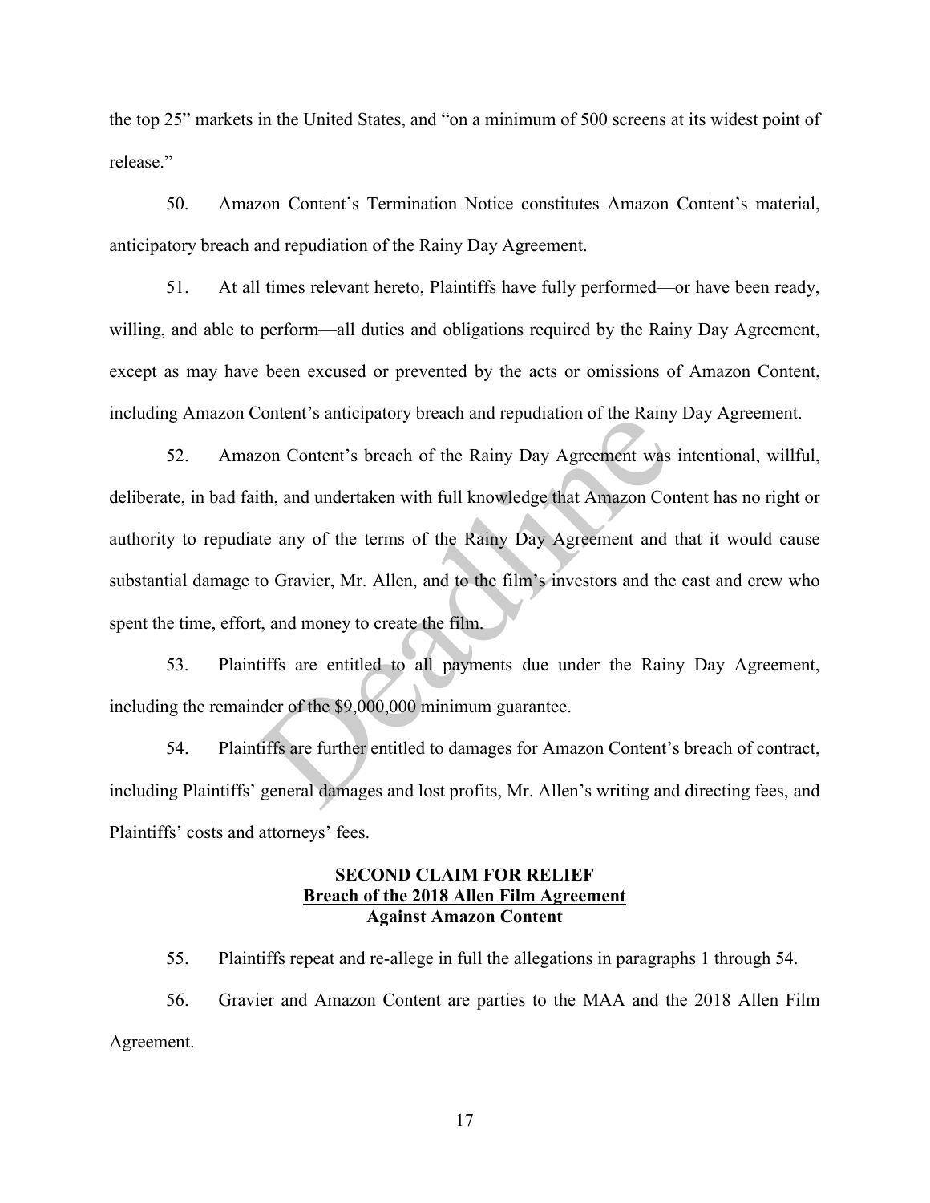the top 25" markets in the United States, and "on a minimum of 500 screens at its widest point of release."

50. Amazon Content's Termination Notice constitutes Amazon Content's material, anticipatory breach and repudiation of the Rainy Day Agreement.

51. At all times relevant hereto, Plaintiffs have fully performed—or have been ready, willing, and able to perform—all duties and obligations required by the Rainy Day Agreement, except as may have been excused or prevented by the acts or omissions of Amazon Content, including Amazon Content's anticipatory breach and repudiation of the Rainy Day Agreement.

52. Amazon Content's breach of the Rainy Day Agreement was intentional, willful, deliberate, in bad faith, and undertaken with full knowledge that Amazon Content has no right or authority to repudiate any of the terms of the Rainy Day Agreement and that it would cause substantial damage to Gravier, Mr. Allen, and to the film's investors and the cast and crew who spent the time, effort, and money to create the film.

53. Plaintiffs are entitled to all payments due under the Rainy Day Agreement, including the remainder of the $9,000,000 minimum guarantee.

54. Plaintiffs are further entitled to damages for Amazon Content's breach of contract, including Plaintiffs' general damages and lost profits, Mr. Allen's writing and directing fees, and Plaintiffs' costs and attorneys' fees.

**SECOND CLAIM FOR RELIEF**
**Breach of the 2018 Allen Film Agreement**
**Against Amazon Content**

55. Plaintiffs repeat and re-allege in full the allegations in paragraphs 1 through 54.

56. Gravier and Amazon Content are parties to the MAA and the 2018 Allen Film Agreement.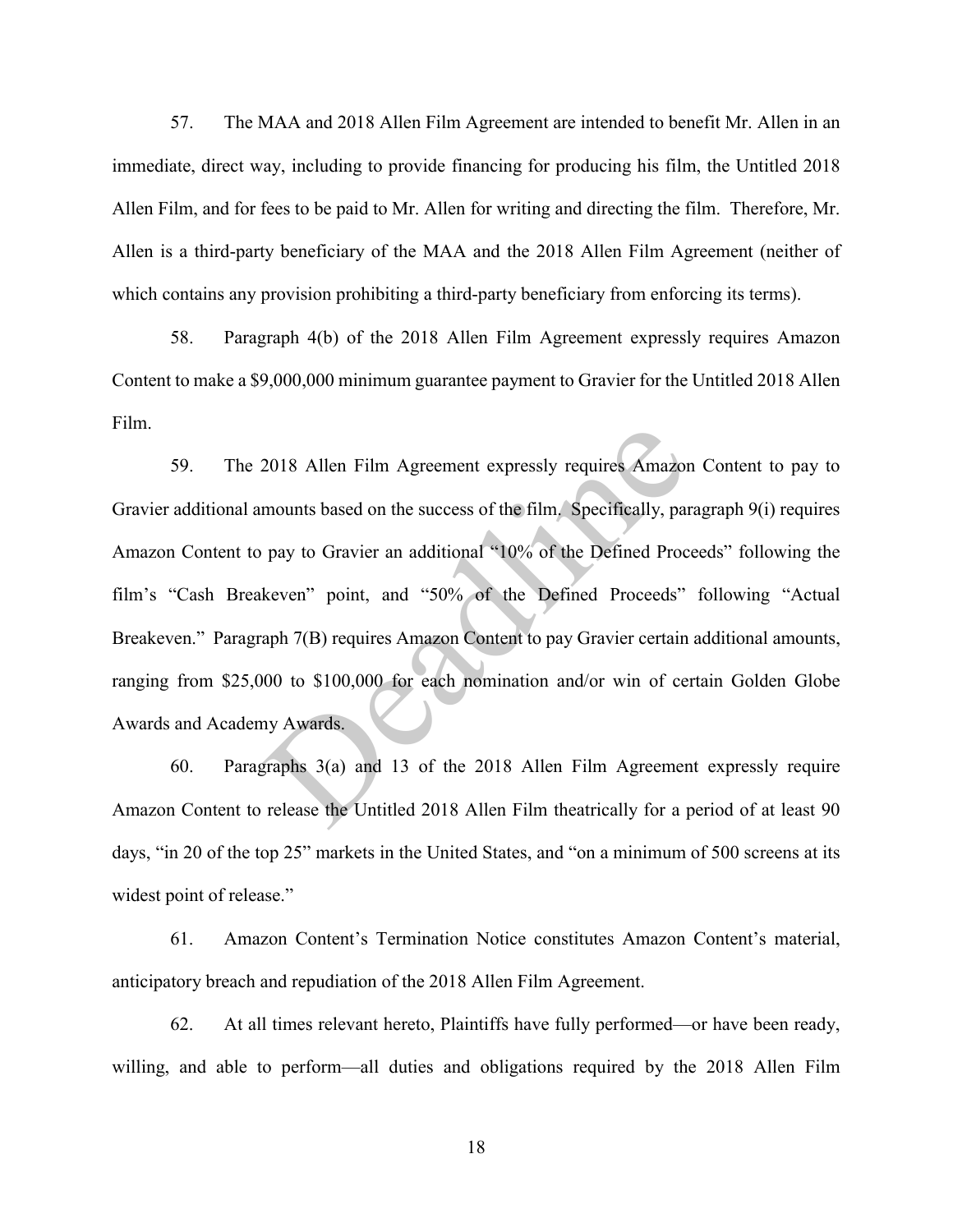57. The MAA and 2018 Allen Film Agreement are intended to benefit Mr. Allen in an immediate, direct way, including to provide financing for producing his film, the Untitled 2018 Allen Film, and for fees to be paid to Mr. Allen for writing and directing the film. Therefore, Mr. Allen is a third-party beneficiary of the MAA and the 2018 Allen Film Agreement (neither of which contains any provision prohibiting a third-party beneficiary from enforcing its terms).

58. Paragraph 4(b) of the 2018 Allen Film Agreement expressly requires Amazon Content to make a $9,000,000 minimum guarantee payment to Gravier for the Untitled 2018 Allen Film.

59. The 2018 Allen Film Agreement expressly requires Amazon Content to pay to Gravier additional amounts based on the success of the film. Specifically, paragraph 9(i) requires Amazon Content to pay to Gravier an additional "10% of the Defined Proceeds" following the film's "Cash Breakeven" point, and "50% of the Defined Proceeds" following "Actual Breakeven." Paragraph 7(B) requires Amazon Content to pay Gravier certain additional amounts, ranging from $25,000 to $100,000 for each nomination and/or win of certain Golden Globe Awards and Academy Awards.

60. Paragraphs 3(a) and 13 of the 2018 Allen Film Agreement expressly require Amazon Content to release the Untitled 2018 Allen Film theatrically for a period of at least 90 days, "in 20 of the top 25" markets in the United States, and "on a minimum of 500 screens at its widest point of release."

61. Amazon Content's Termination Notice constitutes Amazon Content's material, anticipatory breach and repudiation of the 2018 Allen Film Agreement.

62. At all times relevant hereto, Plaintiffs have fully performed—or have been ready, willing, and able to perform—all duties and obligations required by the 2018 Allen Film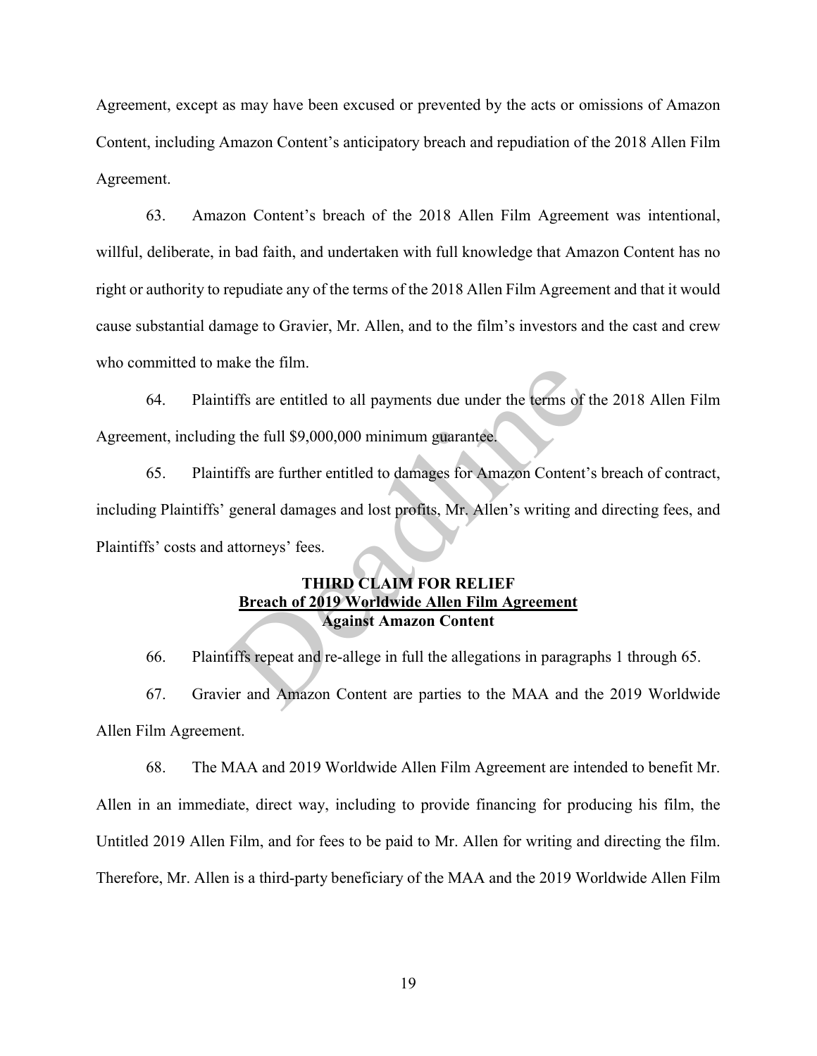Agreement, except as may have been excused or prevented by the acts or omissions of Amazon Content, including Amazon Content's anticipatory breach and repudiation of the 2018 Allen Film Agreement.

63. Amazon Content's breach of the 2018 Allen Film Agreement was intentional, willful, deliberate, in bad faith, and undertaken with full knowledge that Amazon Content has no right or authority to repudiate any of the terms of the 2018 Allen Film Agreement and that it would cause substantial damage to Gravier, Mr. Allen, and to the film's investors and the cast and crew who committed to make the film.

64. Plaintiffs are entitled to all payments due under the terms of the 2018 Allen Film Agreement, including the full $9,000,000 minimum guarantee.

65. Plaintiffs are further entitled to damages for Amazon Content's breach of contract, including Plaintiffs' general damages and lost profits, Mr. Allen's writing and directing fees, and Plaintiffs' costs and attorneys' fees.

**THIRD CLAIM FOR RELIEF**
**<u>Breach of 2019 Worldwide Allen Film Agreement</u>**
**Against Amazon Content**

66. Plaintiffs repeat and re-allege in full the allegations in paragraphs 1 through 65.

67. Gravier and Amazon Content are parties to the MAA and the 2019 Worldwide Allen Film Agreement.

68. The MAA and 2019 Worldwide Allen Film Agreement are intended to benefit Mr. Allen in an immediate, direct way, including to provide financing for producing his film, the Untitled 2019 Allen Film, and for fees to be paid to Mr. Allen for writing and directing the film. Therefore, Mr. Allen is a third-party beneficiary of the MAA and the 2019 Worldwide Allen Film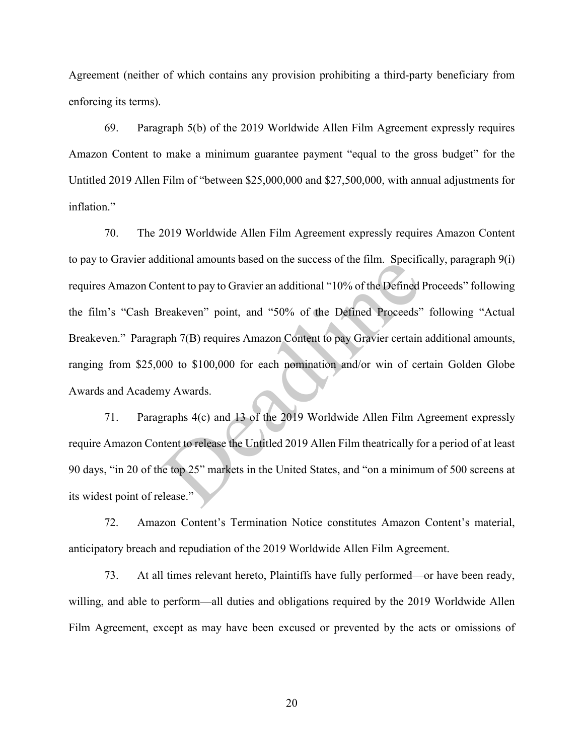Agreement (neither of which contains any provision prohibiting a third-party beneficiary from enforcing its terms).

69. Paragraph 5(b) of the 2019 Worldwide Allen Film Agreement expressly requires Amazon Content to make a minimum guarantee payment "equal to the gross budget" for the Untitled 2019 Allen Film of "between $25,000,000 and $27,500,000, with annual adjustments for inflation."

70. The 2019 Worldwide Allen Film Agreement expressly requires Amazon Content to pay to Gravier additional amounts based on the success of the film. Specifically, paragraph 9(i) requires Amazon Content to pay to Gravier an additional "10% of the Defined Proceeds" following the film's "Cash Breakeven" point, and "50% of the Defined Proceeds" following "Actual Breakeven." Paragraph 7(B) requires Amazon Content to pay Gravier certain additional amounts, ranging from $25,000 to $100,000 for each nomination and/or win of certain Golden Globe Awards and Academy Awards.

71. Paragraphs 4(c) and 13 of the 2019 Worldwide Allen Film Agreement expressly require Amazon Content to release the Untitled 2019 Allen Film theatrically for a period of at least 90 days, "in 20 of the top 25" markets in the United States, and "on a minimum of 500 screens at its widest point of release."

72. Amazon Content's Termination Notice constitutes Amazon Content's material, anticipatory breach and repudiation of the 2019 Worldwide Allen Film Agreement.

73. At all times relevant hereto, Plaintiffs have fully performed—or have been ready, willing, and able to perform—all duties and obligations required by the 2019 Worldwide Allen Film Agreement, except as may have been excused or prevented by the acts or omissions of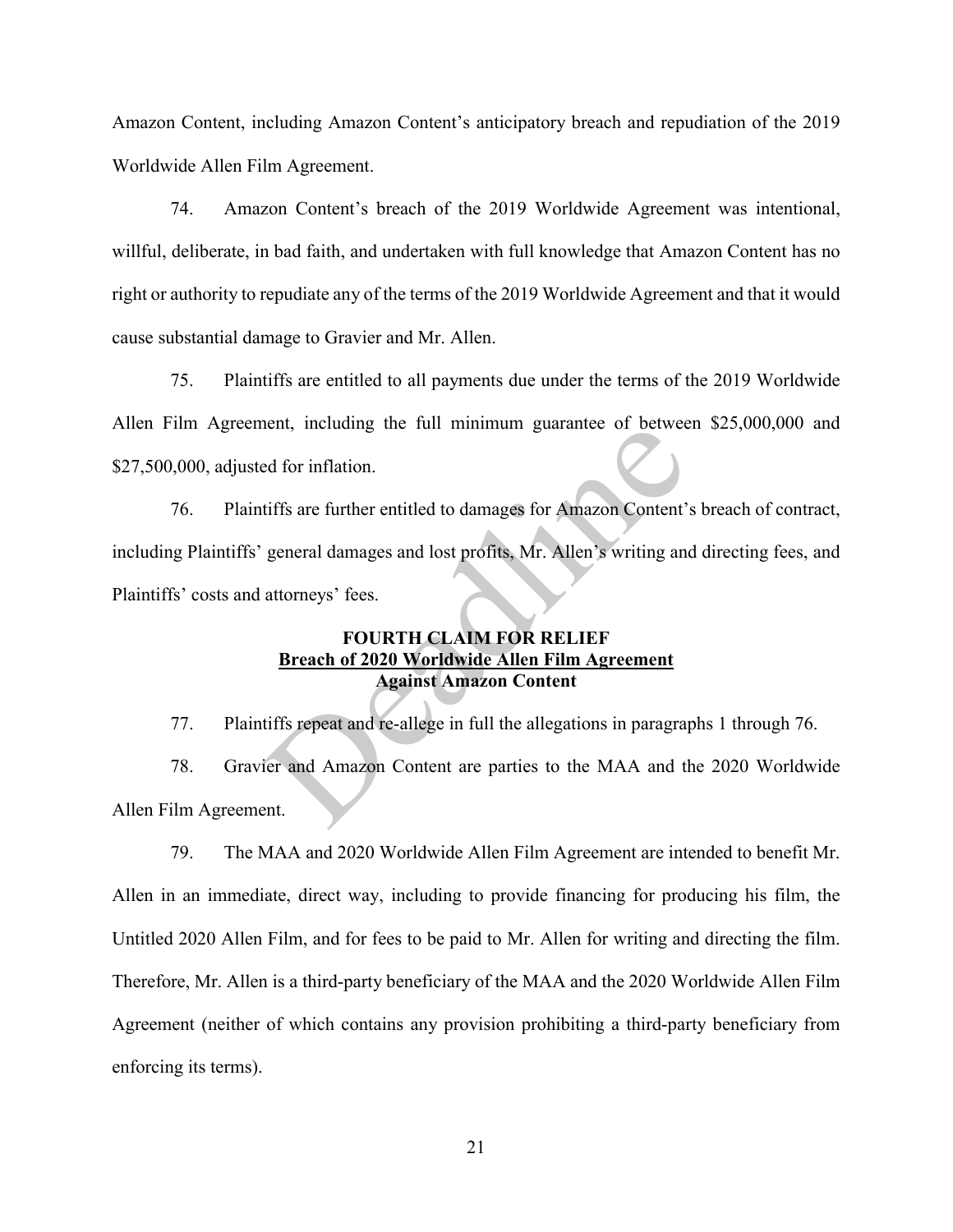Amazon Content, including Amazon Content's anticipatory breach and repudiation of the 2019 Worldwide Allen Film Agreement.

74. Amazon Content's breach of the 2019 Worldwide Agreement was intentional, willful, deliberate, in bad faith, and undertaken with full knowledge that Amazon Content has no right or authority to repudiate any of the terms of the 2019 Worldwide Agreement and that it would cause substantial damage to Gravier and Mr. Allen.

75. Plaintiffs are entitled to all payments due under the terms of the 2019 Worldwide Allen Film Agreement, including the full minimum guarantee of between $25,000,000 and $27,500,000, adjusted for inflation.

76. Plaintiffs are further entitled to damages for Amazon Content's breach of contract, including Plaintiffs' general damages and lost profits, Mr. Allen's writing and directing fees, and Plaintiffs' costs and attorneys' fees.

**FOURTH CLAIM FOR RELIEF**
**<u>Breach of 2020 Worldwide Allen Film Agreement</u>**
**Against Amazon Content**

77. Plaintiffs repeat and re-allege in full the allegations in paragraphs 1 through 76.

78. Gravier and Amazon Content are parties to the MAA and the 2020 Worldwide Allen Film Agreement.

79. The MAA and 2020 Worldwide Allen Film Agreement are intended to benefit Mr. Allen in an immediate, direct way, including to provide financing for producing his film, the Untitled 2020 Allen Film, and for fees to be paid to Mr. Allen for writing and directing the film. Therefore, Mr. Allen is a third-party beneficiary of the MAA and the 2020 Worldwide Allen Film Agreement (neither of which contains any provision prohibiting a third-party beneficiary from enforcing its terms).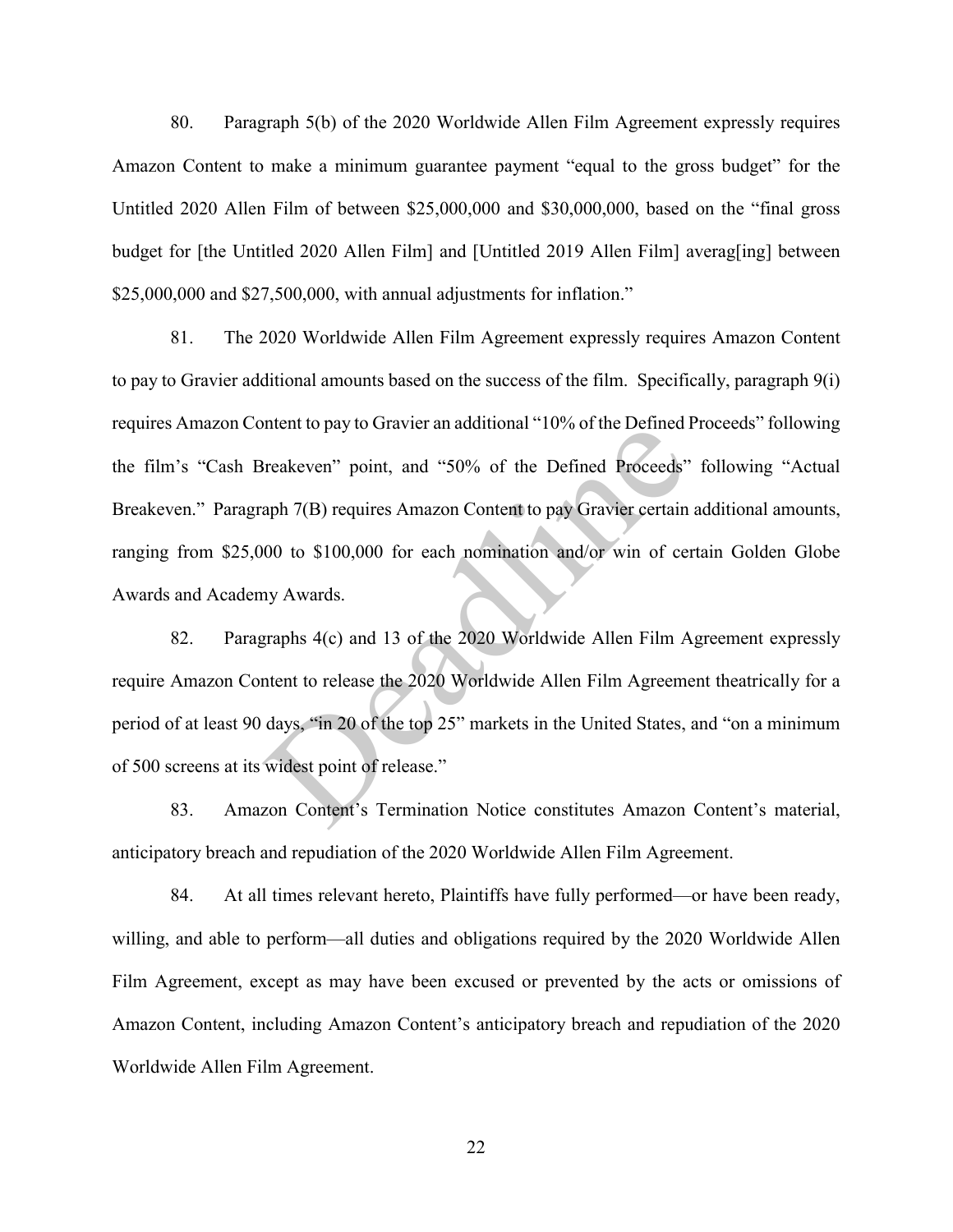80. Paragraph 5(b) of the 2020 Worldwide Allen Film Agreement expressly requires Amazon Content to make a minimum guarantee payment "equal to the gross budget" for the Untitled 2020 Allen Film of between $25,000,000 and $30,000,000, based on the "final gross budget for [the Untitled 2020 Allen Film] and [Untitled 2019 Allen Film] averag[ing] between $25,000,000 and $27,500,000, with annual adjustments for inflation."

81. The 2020 Worldwide Allen Film Agreement expressly requires Amazon Content to pay to Gravier additional amounts based on the success of the film. Specifically, paragraph 9(i) requires Amazon Content to pay to Gravier an additional "10% of the Defined Proceeds" following the film's "Cash Breakeven" point, and "50% of the Defined Proceeds" following "Actual Breakeven." Paragraph 7(B) requires Amazon Content to pay Gravier certain additional amounts, ranging from $25,000 to $100,000 for each nomination and/or win of certain Golden Globe Awards and Academy Awards.

82. Paragraphs 4(c) and 13 of the 2020 Worldwide Allen Film Agreement expressly require Amazon Content to release the 2020 Worldwide Allen Film Agreement theatrically for a period of at least 90 days, "in 20 of the top 25" markets in the United States, and "on a minimum of 500 screens at its widest point of release."

83. Amazon Content's Termination Notice constitutes Amazon Content's material, anticipatory breach and repudiation of the 2020 Worldwide Allen Film Agreement.

84. At all times relevant hereto, Plaintiffs have fully performed—or have been ready, willing, and able to perform—all duties and obligations required by the 2020 Worldwide Allen Film Agreement, except as may have been excused or prevented by the acts or omissions of Amazon Content, including Amazon Content's anticipatory breach and repudiation of the 2020 Worldwide Allen Film Agreement.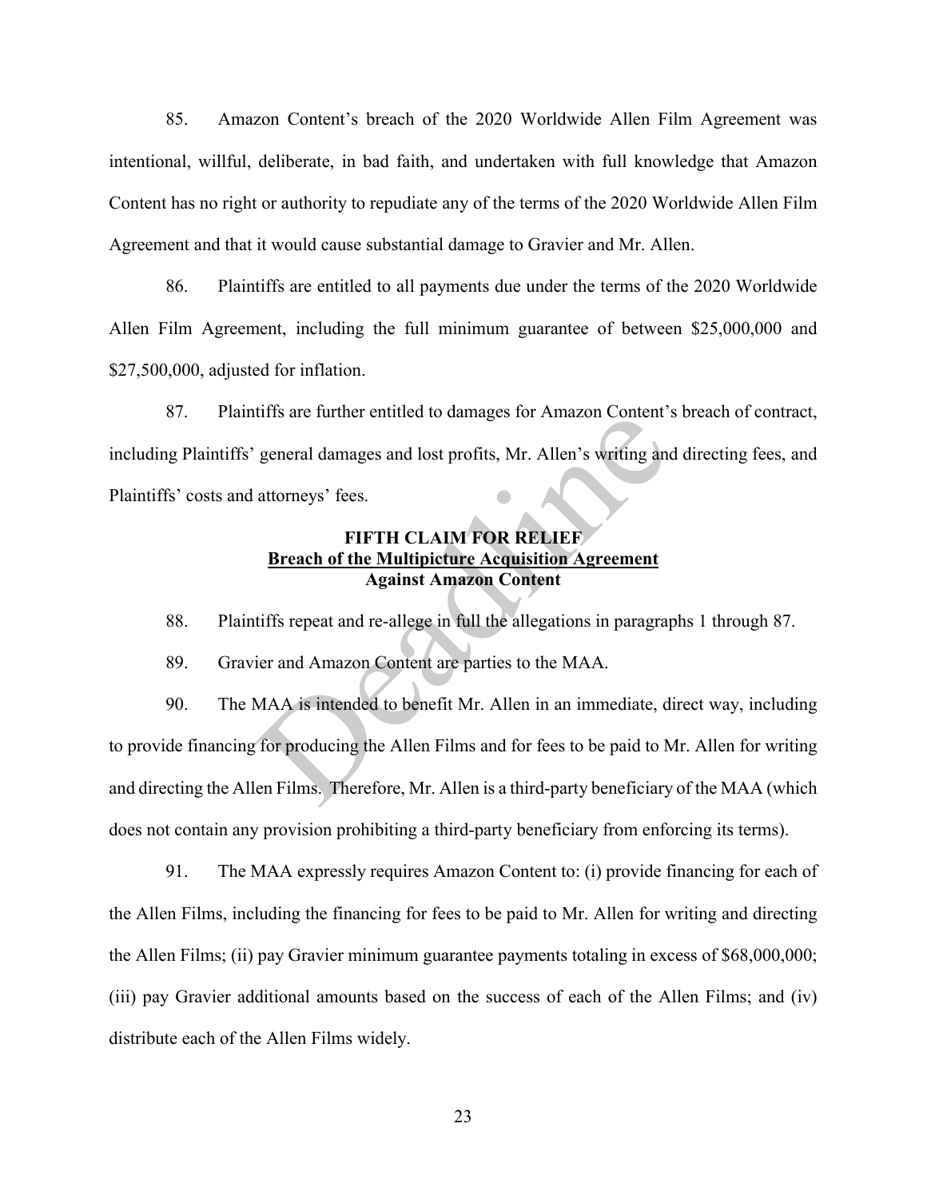85. Amazon Content's breach of the 2020 Worldwide Allen Film Agreement was intentional, willful, deliberate, in bad faith, and undertaken with full knowledge that Amazon Content has no right or authority to repudiate any of the terms of the 2020 Worldwide Allen Film Agreement and that it would cause substantial damage to Gravier and Mr. Allen.

86. Plaintiffs are entitled to all payments due under the terms of the 2020 Worldwide Allen Film Agreement, including the full minimum guarantee of between $25,000,000 and $27,500,000, adjusted for inflation.

87. Plaintiffs are further entitled to damages for Amazon Content's breach of contract, including Plaintiffs' general damages and lost profits, Mr. Allen's writing and directing fees, and Plaintiffs' costs and attorneys' fees.

**FIFTH CLAIM FOR RELIEF**
**<u>Breach of the Multipicture Acquisition Agreement</u>**
**Against Amazon Content**

88. Plaintiffs repeat and re-allege in full the allegations in paragraphs 1 through 87.

89. Gravier and Amazon Content are parties to the MAA.

90. The MAA is intended to benefit Mr. Allen in an immediate, direct way, including to provide financing for producing the Allen Films and for fees to be paid to Mr. Allen for writing and directing the Allen Films. Therefore, Mr. Allen is a third-party beneficiary of the MAA (which does not contain any provision prohibiting a third-party beneficiary from enforcing its terms).

91. The MAA expressly requires Amazon Content to: (i) provide financing for each of the Allen Films, including the financing for fees to be paid to Mr. Allen for writing and directing the Allen Films; (ii) pay Gravier minimum guarantee payments totaling in excess of $68,000,000; (iii) pay Gravier additional amounts based on the success of each of the Allen Films; and (iv) distribute each of the Allen Films widely.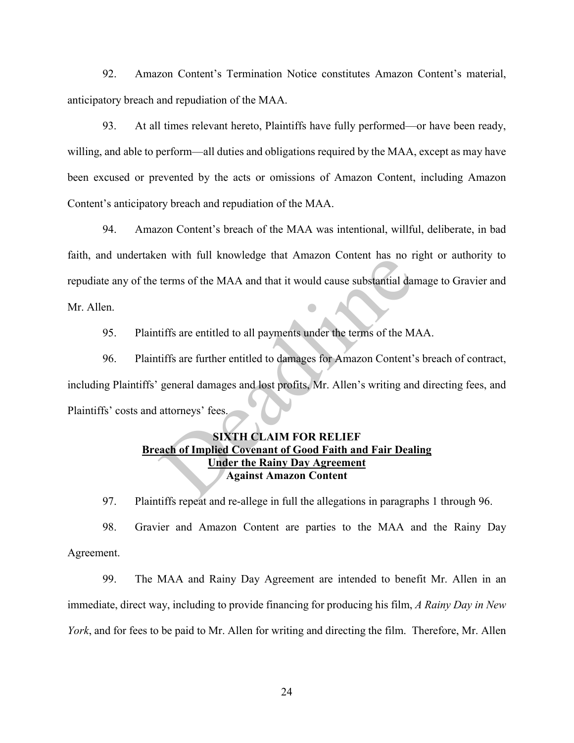92. Amazon Content's Termination Notice constitutes Amazon Content's material, anticipatory breach and repudiation of the MAA.

93. At all times relevant hereto, Plaintiffs have fully performed—or have been ready, willing, and able to perform—all duties and obligations required by the MAA, except as may have been excused or prevented by the acts or omissions of Amazon Content, including Amazon Content's anticipatory breach and repudiation of the MAA.

94. Amazon Content's breach of the MAA was intentional, willful, deliberate, in bad faith, and undertaken with full knowledge that Amazon Content has no right or authority to repudiate any of the terms of the MAA and that it would cause substantial damage to Gravier and Mr. Allen.

95. Plaintiffs are entitled to all payments under the terms of the MAA.

96. Plaintiffs are further entitled to damages for Amazon Content's breach of contract, including Plaintiffs' general damages and lost profits, Mr. Allen's writing and directing fees, and Plaintiffs' costs and attorneys' fees.

**SIXTH CLAIM FOR RELIEF**
**Breach of Implied Covenant of Good Faith and Fair Dealing**
**Under the Rainy Day Agreement**
**Against Amazon Content**

97. Plaintiffs repeat and re-allege in full the allegations in paragraphs 1 through 96.

98. Gravier and Amazon Content are parties to the MAA and the Rainy Day Agreement.

99. The MAA and Rainy Day Agreement are intended to benefit Mr. Allen in an immediate, direct way, including to provide financing for producing his film, *A Rainy Day in New York*, and for fees to be paid to Mr. Allen for writing and directing the film. Therefore, Mr. Allen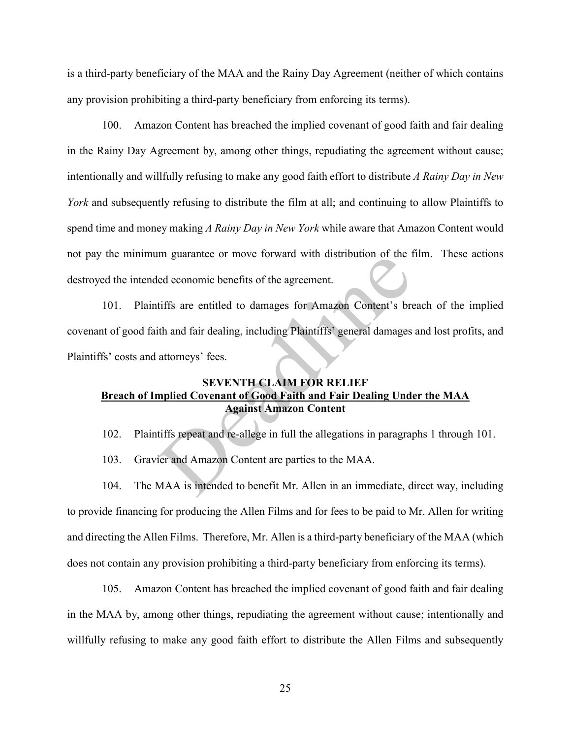is a third-party beneficiary of the MAA and the Rainy Day Agreement (neither of which contains any provision prohibiting a third-party beneficiary from enforcing its terms).

100. Amazon Content has breached the implied covenant of good faith and fair dealing in the Rainy Day Agreement by, among other things, repudiating the agreement without cause; intentionally and willfully refusing to make any good faith effort to distribute *A Rainy Day in New York* and subsequently refusing to distribute the film at all; and continuing to allow Plaintiffs to spend time and money making *A Rainy Day in New York* while aware that Amazon Content would not pay the minimum guarantee or move forward with distribution of the film. These actions destroyed the intended economic benefits of the agreement.

101. Plaintiffs are entitled to damages for Amazon Content's breach of the implied covenant of good faith and fair dealing, including Plaintiffs' general damages and lost profits, and Plaintiffs' costs and attorneys' fees.

**SEVENTH CLAIM FOR RELIEF**
**<u>Breach of Implied Covenant of Good Faith and Fair Dealing Under the MAA</u>**
**Against Amazon Content**

102. Plaintiffs repeat and re-allege in full the allegations in paragraphs 1 through 101.

103. Gravier and Amazon Content are parties to the MAA.

104. The MAA is intended to benefit Mr. Allen in an immediate, direct way, including to provide financing for producing the Allen Films and for fees to be paid to Mr. Allen for writing and directing the Allen Films. Therefore, Mr. Allen is a third-party beneficiary of the MAA (which does not contain any provision prohibiting a third-party beneficiary from enforcing its terms).

105. Amazon Content has breached the implied covenant of good faith and fair dealing in the MAA by, among other things, repudiating the agreement without cause; intentionally and willfully refusing to make any good faith effort to distribute the Allen Films and subsequently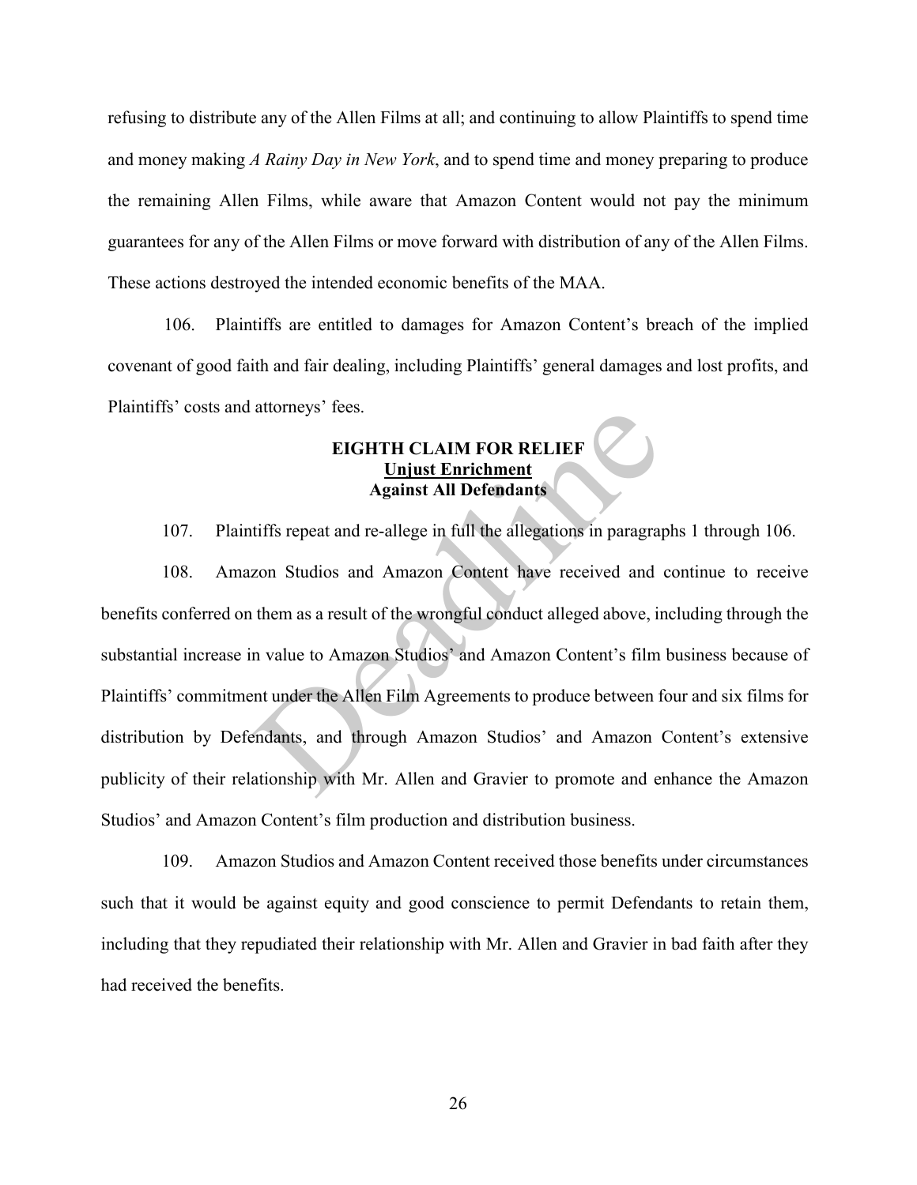refusing to distribute any of the Allen Films at all; and continuing to allow Plaintiffs to spend time and money making *A Rainy Day in New York*, and to spend time and money preparing to produce the remaining Allen Films, while aware that Amazon Content would not pay the minimum guarantees for any of the Allen Films or move forward with distribution of any of the Allen Films. These actions destroyed the intended economic benefits of the MAA.

106. Plaintiffs are entitled to damages for Amazon Content's breach of the implied covenant of good faith and fair dealing, including Plaintiffs' general damages and lost profits, and Plaintiffs' costs and attorneys' fees.

**EIGHTH CLAIM FOR RELIEF**
**Unjust Enrichment**
**Against All Defendants**

107. Plaintiffs repeat and re-allege in full the allegations in paragraphs 1 through 106.

108. Amazon Studios and Amazon Content have received and continue to receive benefits conferred on them as a result of the wrongful conduct alleged above, including through the substantial increase in value to Amazon Studios' and Amazon Content's film business because of Plaintiffs' commitment under the Allen Film Agreements to produce between four and six films for distribution by Defendants, and through Amazon Studios' and Amazon Content's extensive publicity of their relationship with Mr. Allen and Gravier to promote and enhance the Amazon Studios' and Amazon Content's film production and distribution business.

109. Amazon Studios and Amazon Content received those benefits under circumstances such that it would be against equity and good conscience to permit Defendants to retain them, including that they repudiated their relationship with Mr. Allen and Gravier in bad faith after they had received the benefits.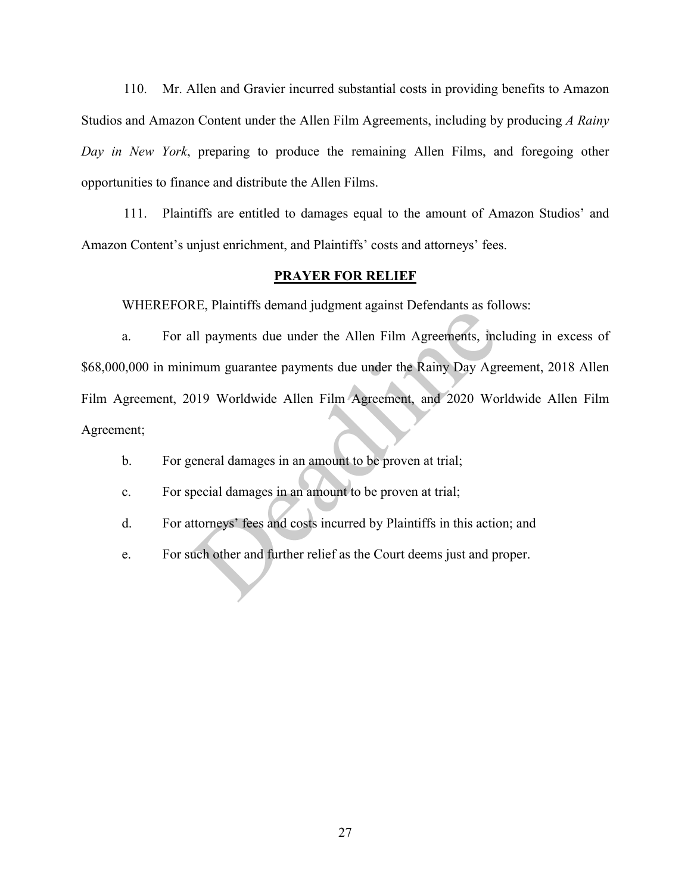110. Mr. Allen and Gravier incurred substantial costs in providing benefits to Amazon Studios and Amazon Content under the Allen Film Agreements, including by producing *A Rainy Day in New York*, preparing to produce the remaining Allen Films, and foregoing other opportunities to finance and distribute the Allen Films.

111. Plaintiffs are entitled to damages equal to the amount of Amazon Studios' and Amazon Content's unjust enrichment, and Plaintiffs' costs and attorneys' fees.

## PRAYER FOR RELIEF

WHEREFORE, Plaintiffs demand judgment against Defendants as follows:

a. For all payments due under the Allen Film Agreements, including in excess of $68,000,000 in minimum guarantee payments due under the Rainy Day Agreement, 2018 Allen Film Agreement, 2019 Worldwide Allen Film Agreement, and 2020 Worldwide Allen Film Agreement;

b. For general damages in an amount to be proven at trial;

c. For special damages in an amount to be proven at trial;

d. For attorneys' fees and costs incurred by Plaintiffs in this action; and

e. For such other and further relief as the Court deems just and proper.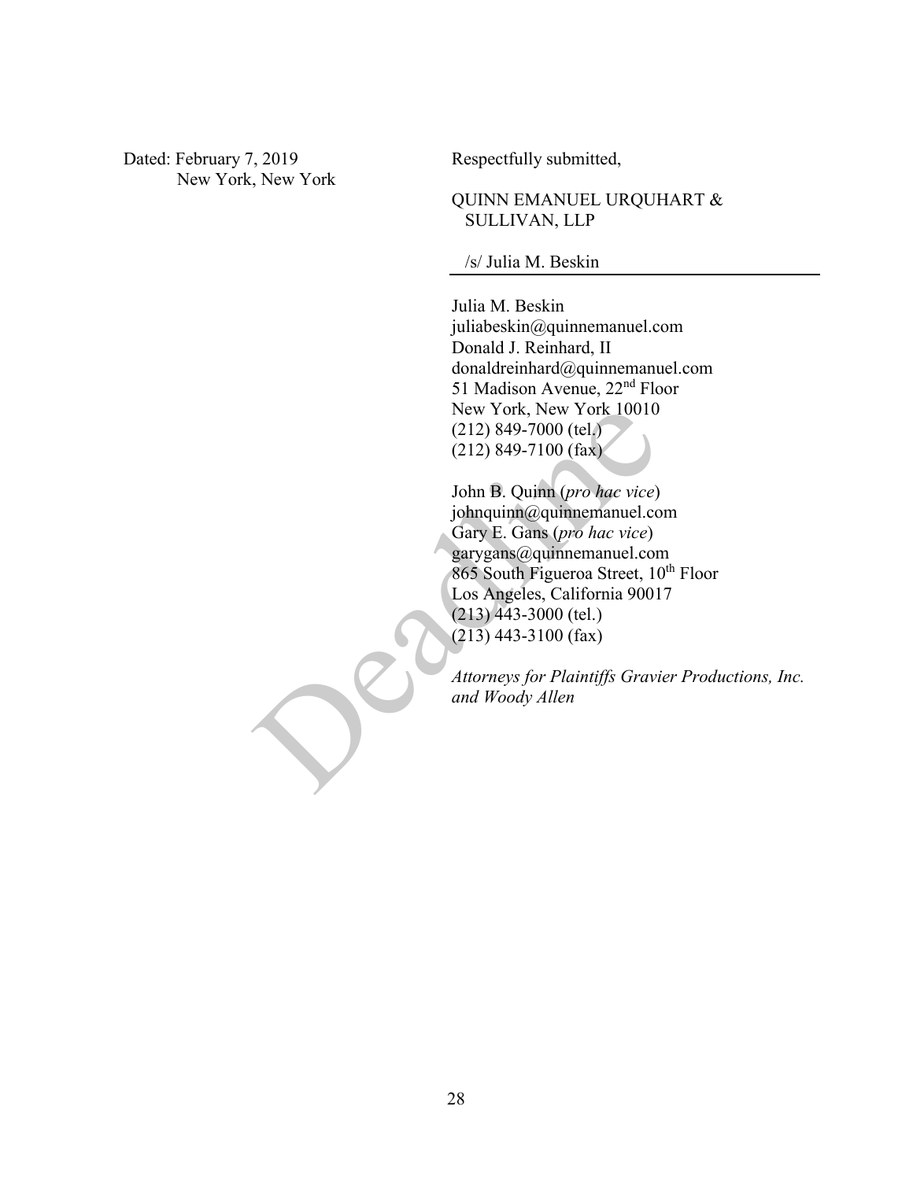Dated: February 7, 2019
New York, New York

Respectfully submitted,

QUINN EMANUEL URQUHART & SULLIVAN, LLP

/s/ Julia M. Beskin

Julia M. Beskin
juliabeskin@quinnemanuel.com
Donald J. Reinhard, II
donaldreinhard@quinnemanuel.com
51 Madison Avenue, 22nd Floor
New York, New York 10010
(212) 849-7000 (tel.)
(212) 849-7100 (fax)

John B. Quinn (*pro hac vice*)
johnquinn@quinnemanuel.com
Gary E. Gans (*pro hac vice*)
garygans@quinnemanuel.com
865 South Figueroa Street, 10th Floor
Los Angeles, California 90017
(213) 443-3000 (tel.)
(213) 443-3100 (fax)

*Attorneys for Plaintiffs Gravier Productions, Inc. and Woody Allen*